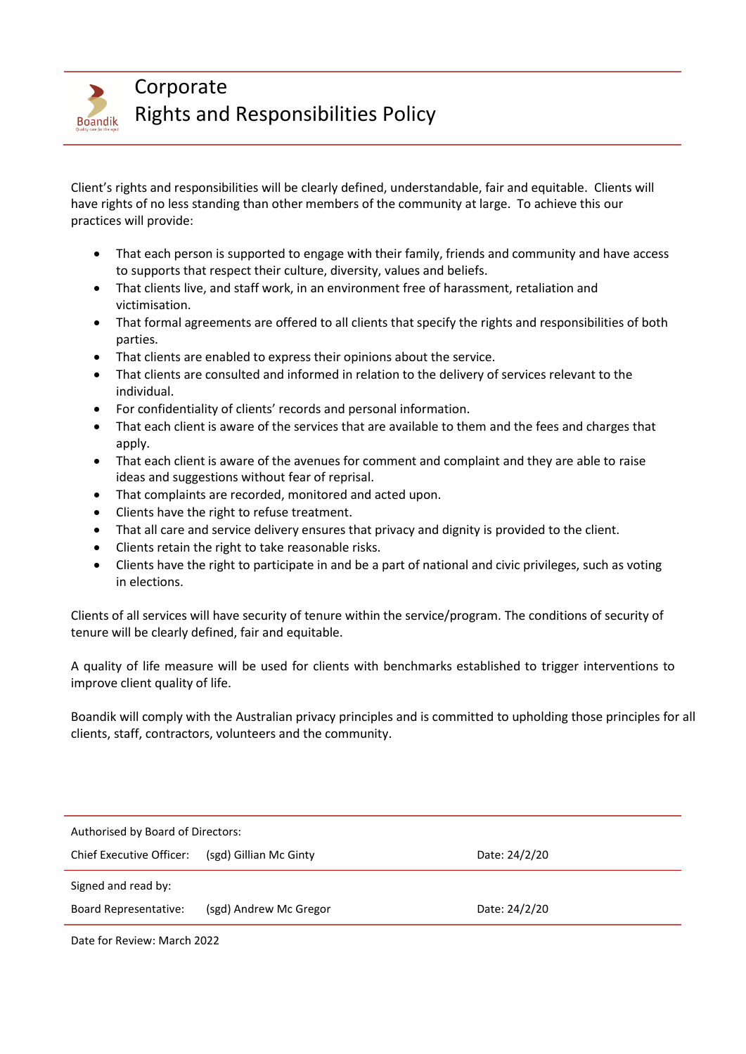# Corporate
# Rights and Responsibilities Policy

Client's rights and responsibilities will be clearly defined, understandable, fair and equitable. Clients will have rights of no less standing than other members of the community at large. To achieve this our practices will provide:

- That each person is supported to engage with their family, friends and community and have access to supports that respect their culture, diversity, values and beliefs.
- That clients live, and staff work, in an environment free of harassment, retaliation and victimisation.
- That formal agreements are offered to all clients that specify the rights and responsibilities of both parties.
- That clients are enabled to express their opinions about the service.
- That clients are consulted and informed in relation to the delivery of services relevant to the individual.
- For confidentiality of clients' records and personal information.
- That each client is aware of the services that are available to them and the fees and charges that apply.
- That each client is aware of the avenues for comment and complaint and they are able to raise ideas and suggestions without fear of reprisal.
- That complaints are recorded, monitored and acted upon.
- Clients have the right to refuse treatment.
- That all care and service delivery ensures that privacy and dignity is provided to the client.
- Clients retain the right to take reasonable risks.
- Clients have the right to participate in and be a part of national and civic privileges, such as voting in elections.

Clients of all services will have security of tenure within the service/program. The conditions of security of tenure will be clearly defined, fair and equitable.

A quality of life measure will be used for clients with benchmarks established to trigger interventions to improve client quality of life.

Boandik will comply with the Australian privacy principles and is committed to upholding those principles for all clients, staff, contractors, volunteers and the community.

Authorised by Board of Directors:

Chief Executive Officer: (sgd) Gillian Mc Ginty Date: 24/2/20

Signed and read by:

Board Representative: (sgd) Andrew Mc Gregor Date: 24/2/20

Date for Review: March 2022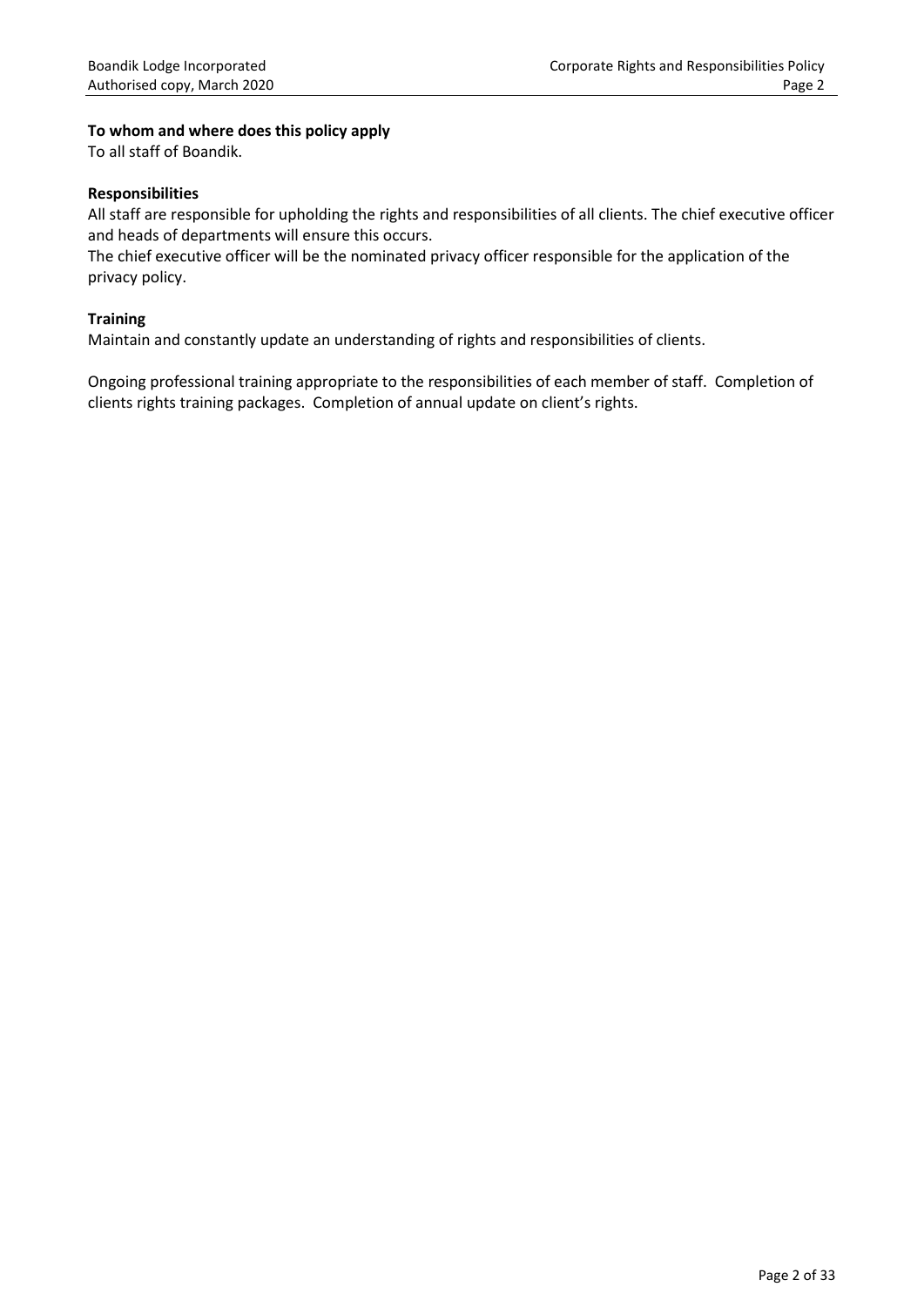**To whom and where does this policy apply**

To all staff of Boandik.

**Responsibilities**

All staff are responsible for upholding the rights and responsibilities of all clients. The chief executive officer and heads of departments will ensure this occurs.

The chief executive officer will be the nominated privacy officer responsible for the application of the privacy policy.

**Training**

Maintain and constantly update an understanding of rights and responsibilities of clients.

Ongoing professional training appropriate to the responsibilities of each member of staff. Completion of clients rights training packages. Completion of annual update on client's rights.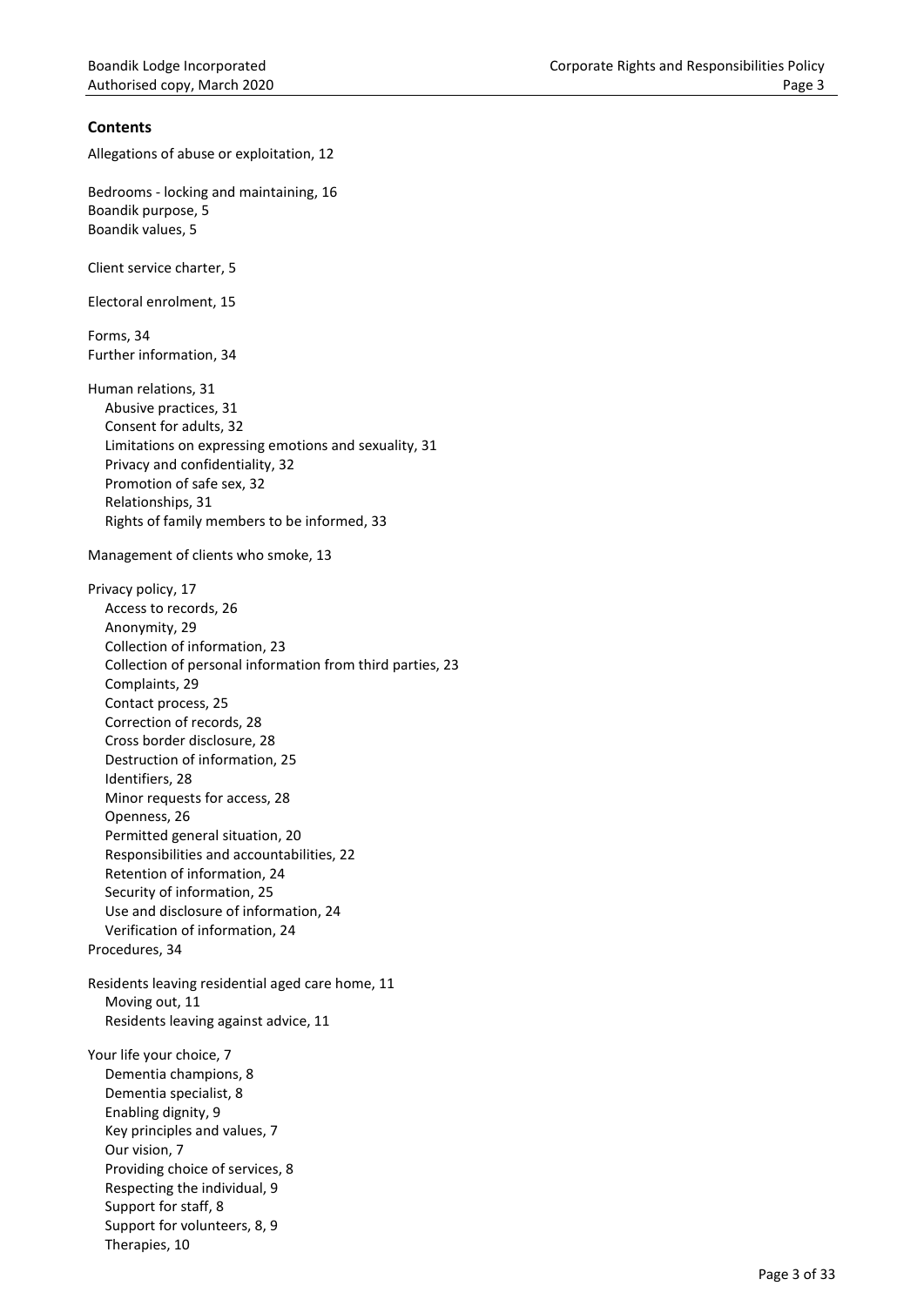## Contents

Allegations of abuse or exploitation, 12

Bedrooms - locking and maintaining, 16
Boandik purpose, 5
Boandik values, 5

Client service charter, 5

Electoral enrolment, 15

Forms, 34
Further information, 34

Human relations, 31
- Abusive practices, 31
- Consent for adults, 32
- Limitations on expressing emotions and sexuality, 31
- Privacy and confidentiality, 32
- Promotion of safe sex, 32
- Relationships, 31
- Rights of family members to be informed, 33

Management of clients who smoke, 13

Privacy policy, 17
- Access to records, 26
- Anonymity, 29
- Collection of information, 23
- Collection of personal information from third parties, 23
- Complaints, 29
- Contact process, 25
- Correction of records, 28
- Cross border disclosure, 28
- Destruction of information, 25
- Identifiers, 28
- Minor requests for access, 28
- Openness, 26
- Permitted general situation, 20
- Responsibilities and accountabilities, 22
- Retention of information, 24
- Security of information, 25
- Use and disclosure of information, 24
- Verification of information, 24

Procedures, 34

Residents leaving residential aged care home, 11
- Moving out, 11
- Residents leaving against advice, 11

Your life your choice, 7
- Dementia champions, 8
- Dementia specialist, 8
- Enabling dignity, 9
- Key principles and values, 7
- Our vision, 7
- Providing choice of services, 8
- Respecting the individual, 9
- Support for staff, 8
- Support for volunteers, 8, 9
- Therapies, 10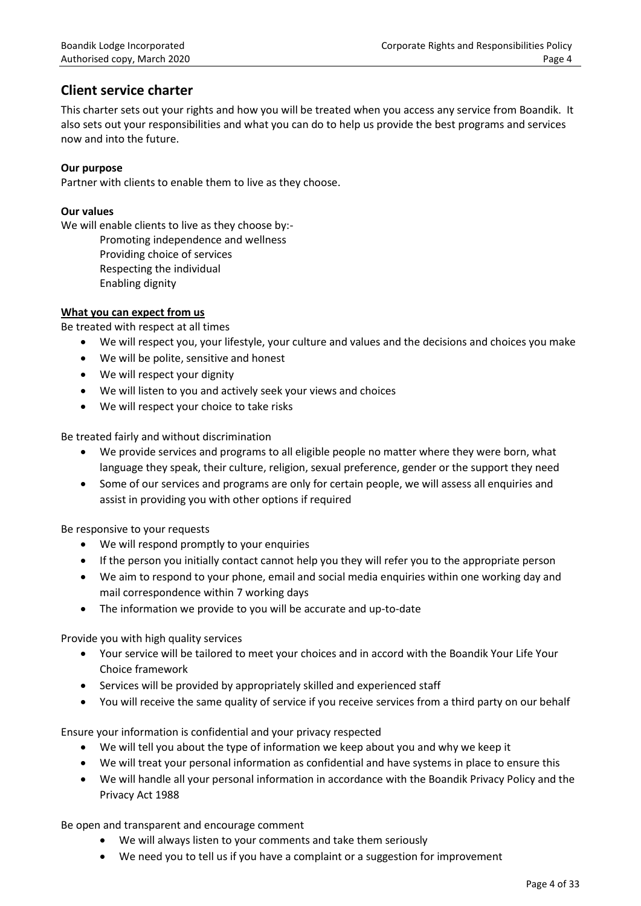## Client service charter

This charter sets out your rights and how you will be treated when you access any service from Boandik. It also sets out your responsibilities and what you can do to help us provide the best programs and services now and into the future.

**Our purpose**

Partner with clients to enable them to live as they choose.

**Our values**

We will enable clients to live as they choose by:-

Promoting independence and wellness
Providing choice of services
Respecting the individual
Enabling dignity

**What you can expect from us**

Be treated with respect at all times

- We will respect you, your lifestyle, your culture and values and the decisions and choices you make
- We will be polite, sensitive and honest
- We will respect your dignity
- We will listen to you and actively seek your views and choices
- We will respect your choice to take risks

Be treated fairly and without discrimination

- We provide services and programs to all eligible people no matter where they were born, what language they speak, their culture, religion, sexual preference, gender or the support they need
- Some of our services and programs are only for certain people, we will assess all enquiries and assist in providing you with other options if required

Be responsive to your requests

- We will respond promptly to your enquiries
- If the person you initially contact cannot help you they will refer you to the appropriate person
- We aim to respond to your phone, email and social media enquiries within one working day and mail correspondence within 7 working days
- The information we provide to you will be accurate and up-to-date

Provide you with high quality services

- Your service will be tailored to meet your choices and in accord with the Boandik Your Life Your Choice framework
- Services will be provided by appropriately skilled and experienced staff
- You will receive the same quality of service if you receive services from a third party on our behalf

Ensure your information is confidential and your privacy respected

- We will tell you about the type of information we keep about you and why we keep it
- We will treat your personal information as confidential and have systems in place to ensure this
- We will handle all your personal information in accordance with the Boandik Privacy Policy and the Privacy Act 1988

Be open and transparent and encourage comment

- We will always listen to your comments and take them seriously
- We need you to tell us if you have a complaint or a suggestion for improvement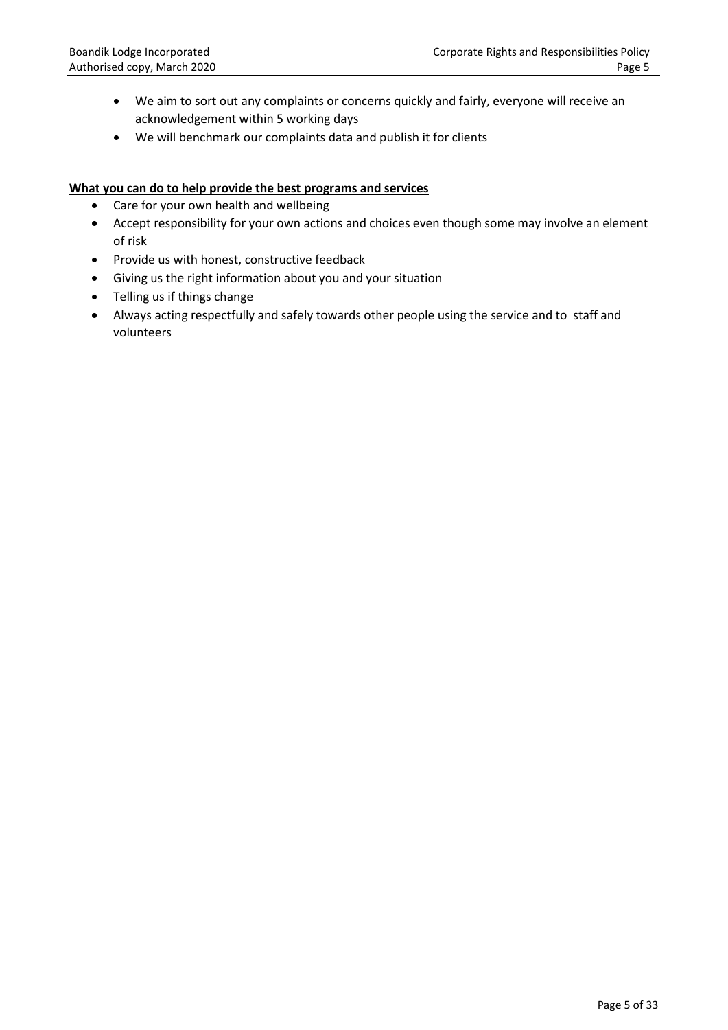- We aim to sort out any complaints or concerns quickly and fairly, everyone will receive an acknowledgement within 5 working days
- We will benchmark our complaints data and publish it for clients

**<u>What you can do to help provide the best programs and services</u>**

- Care for your own health and wellbeing
- Accept responsibility for your own actions and choices even though some may involve an element of risk
- Provide us with honest, constructive feedback
- Giving us the right information about you and your situation
- Telling us if things change
- Always acting respectfully and safely towards other people using the service and to staff and volunteers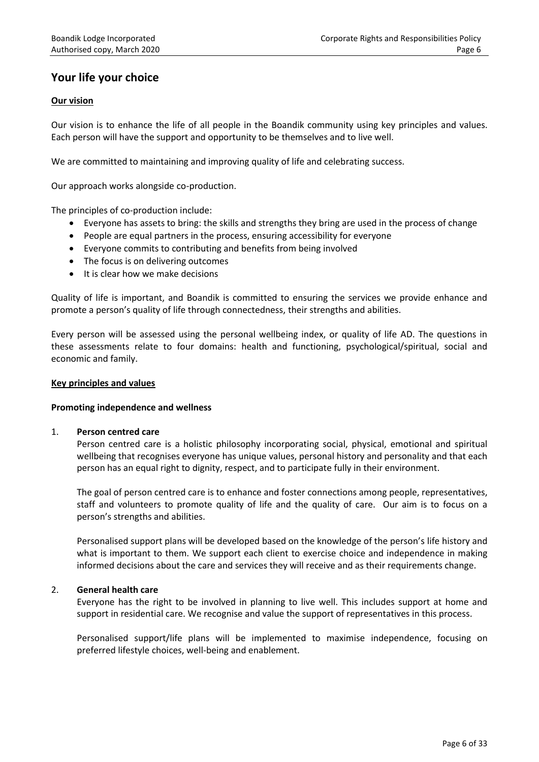## Your life your choice

**Our vision**

Our vision is to enhance the life of all people in the Boandik community using key principles and values. Each person will have the support and opportunity to be themselves and to live well.

We are committed to maintaining and improving quality of life and celebrating success.

Our approach works alongside co-production.

The principles of co-production include:

- Everyone has assets to bring: the skills and strengths they bring are used in the process of change
- People are equal partners in the process, ensuring accessibility for everyone
- Everyone commits to contributing and benefits from being involved
- The focus is on delivering outcomes
- It is clear how we make decisions

Quality of life is important, and Boandik is committed to ensuring the services we provide enhance and promote a person's quality of life through connectedness, their strengths and abilities.

Every person will be assessed using the personal wellbeing index, or quality of life AD. The questions in these assessments relate to four domains: health and functioning, psychological/spiritual, social and economic and family.

**Key principles and values**

**Promoting independence and wellness**

1. **Person centred care**

   Person centred care is a holistic philosophy incorporating social, physical, emotional and spiritual wellbeing that recognises everyone has unique values, personal history and personality and that each person has an equal right to dignity, respect, and to participate fully in their environment.

   The goal of person centred care is to enhance and foster connections among people, representatives, staff and volunteers to promote quality of life and the quality of care. Our aim is to focus on a person's strengths and abilities.

   Personalised support plans will be developed based on the knowledge of the person's life history and what is important to them. We support each client to exercise choice and independence in making informed decisions about the care and services they will receive and as their requirements change.

2. **General health care**

   Everyone has the right to be involved in planning to live well. This includes support at home and support in residential care. We recognise and value the support of representatives in this process.

   Personalised support/life plans will be implemented to maximise independence, focusing on preferred lifestyle choices, well-being and enablement.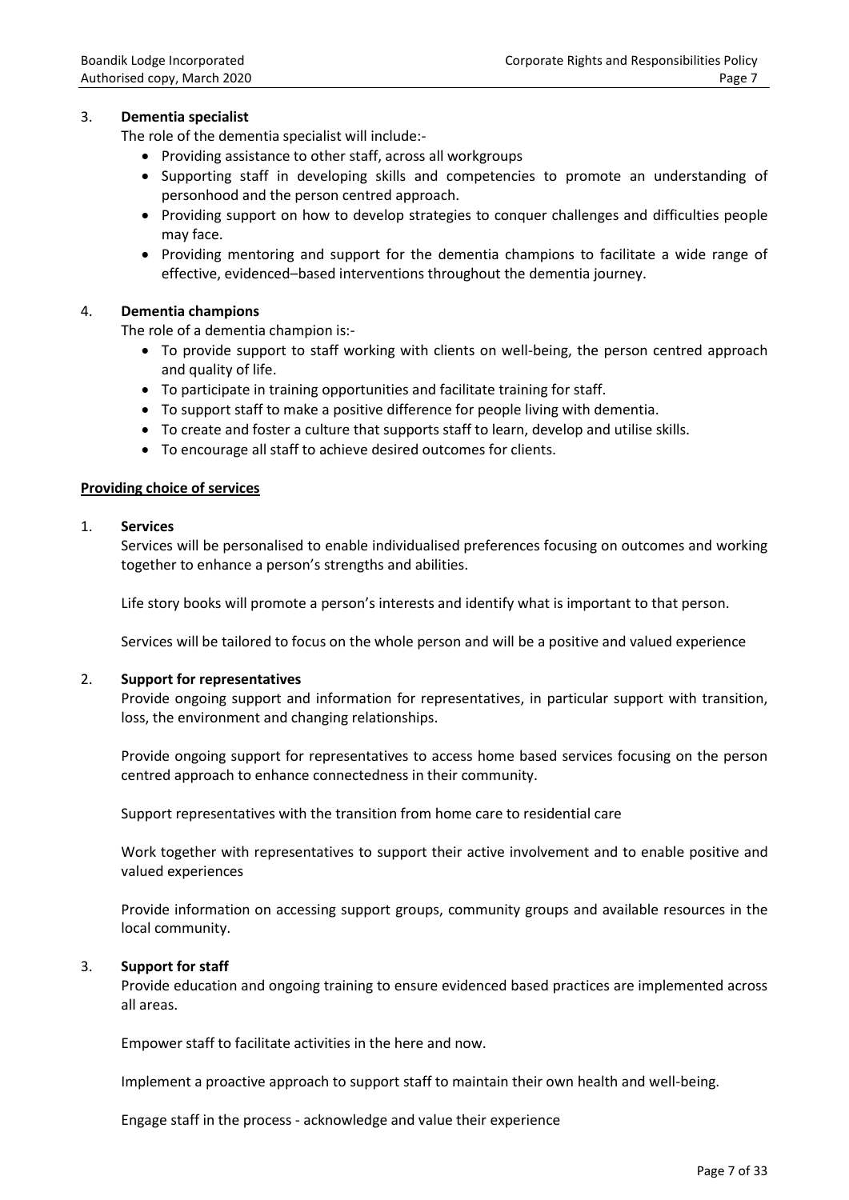3. **Dementia specialist**

   The role of the dementia specialist will include:-

   - Providing assistance to other staff, across all workgroups
   - Supporting staff in developing skills and competencies to promote an understanding of personhood and the person centred approach.
   - Providing support on how to develop strategies to conquer challenges and difficulties people may face.
   - Providing mentoring and support for the dementia champions to facilitate a wide range of effective, evidenced–based interventions throughout the dementia journey.

4. **Dementia champions**

   The role of a dementia champion is:-

   - To provide support to staff working with clients on well-being, the person centred approach and quality of life.
   - To participate in training opportunities and facilitate training for staff.
   - To support staff to make a positive difference for people living with dementia.
   - To create and foster a culture that supports staff to learn, develop and utilise skills.
   - To encourage all staff to achieve desired outcomes for clients.

**Providing choice of services**

1. **Services**

   Services will be personalised to enable individualised preferences focusing on outcomes and working together to enhance a person's strengths and abilities.

   Life story books will promote a person's interests and identify what is important to that person.

   Services will be tailored to focus on the whole person and will be a positive and valued experience

2. **Support for representatives**

   Provide ongoing support and information for representatives, in particular support with transition, loss, the environment and changing relationships.

   Provide ongoing support for representatives to access home based services focusing on the person centred approach to enhance connectedness in their community.

   Support representatives with the transition from home care to residential care

   Work together with representatives to support their active involvement and to enable positive and valued experiences

   Provide information on accessing support groups, community groups and available resources in the local community.

3. **Support for staff**

   Provide education and ongoing training to ensure evidenced based practices are implemented across all areas.

   Empower staff to facilitate activities in the here and now.

   Implement a proactive approach to support staff to maintain their own health and well-being.

   Engage staff in the process - acknowledge and value their experience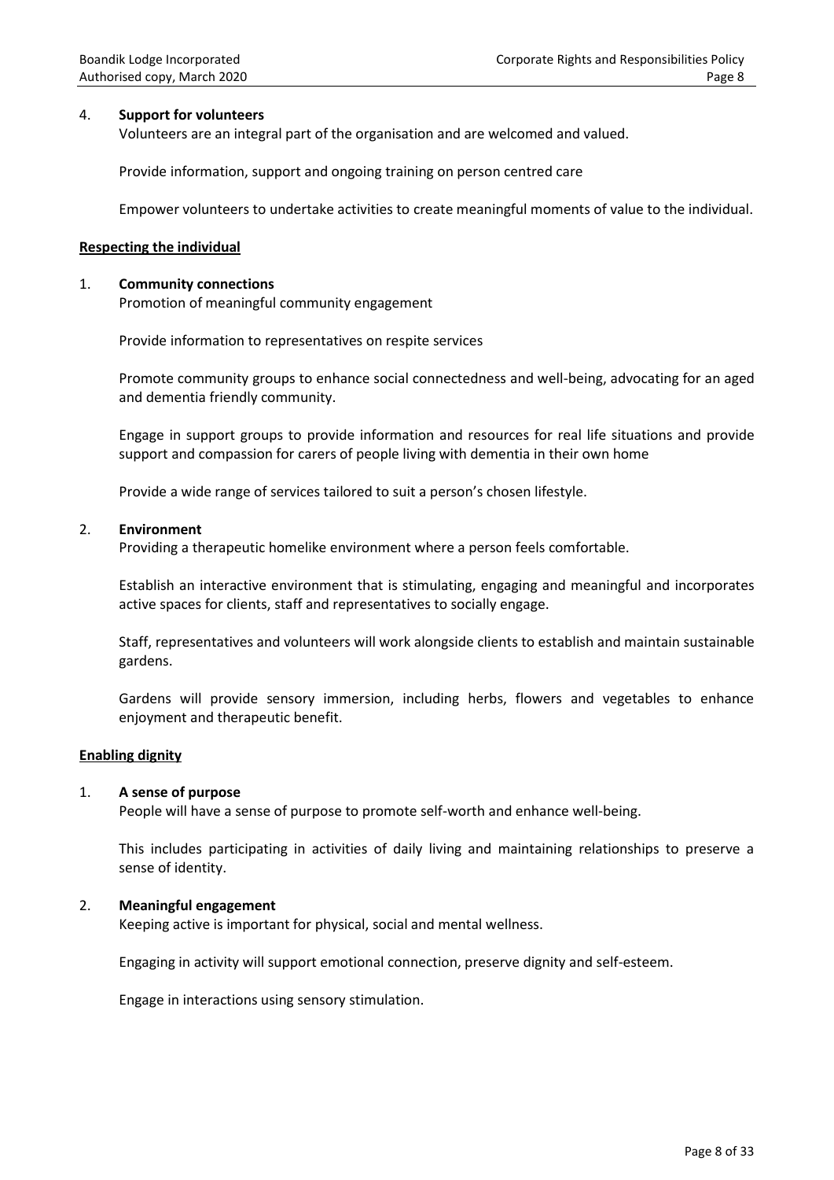4. **Support for volunteers**

   Volunteers are an integral part of the organisation and are welcomed and valued.

   Provide information, support and ongoing training on person centred care

   Empower volunteers to undertake activities to create meaningful moments of value to the individual.

**Respecting the individual**

1. **Community connections**

   Promotion of meaningful community engagement

   Provide information to representatives on respite services

   Promote community groups to enhance social connectedness and well-being, advocating for an aged and dementia friendly community.

   Engage in support groups to provide information and resources for real life situations and provide support and compassion for carers of people living with dementia in their own home

   Provide a wide range of services tailored to suit a person's chosen lifestyle.

2. **Environment**

   Providing a therapeutic homelike environment where a person feels comfortable.

   Establish an interactive environment that is stimulating, engaging and meaningful and incorporates active spaces for clients, staff and representatives to socially engage.

   Staff, representatives and volunteers will work alongside clients to establish and maintain sustainable gardens.

   Gardens will provide sensory immersion, including herbs, flowers and vegetables to enhance enjoyment and therapeutic benefit.

**Enabling dignity**

1. **A sense of purpose**

   People will have a sense of purpose to promote self-worth and enhance well-being.

   This includes participating in activities of daily living and maintaining relationships to preserve a sense of identity.

2. **Meaningful engagement**

   Keeping active is important for physical, social and mental wellness.

   Engaging in activity will support emotional connection, preserve dignity and self-esteem.

   Engage in interactions using sensory stimulation.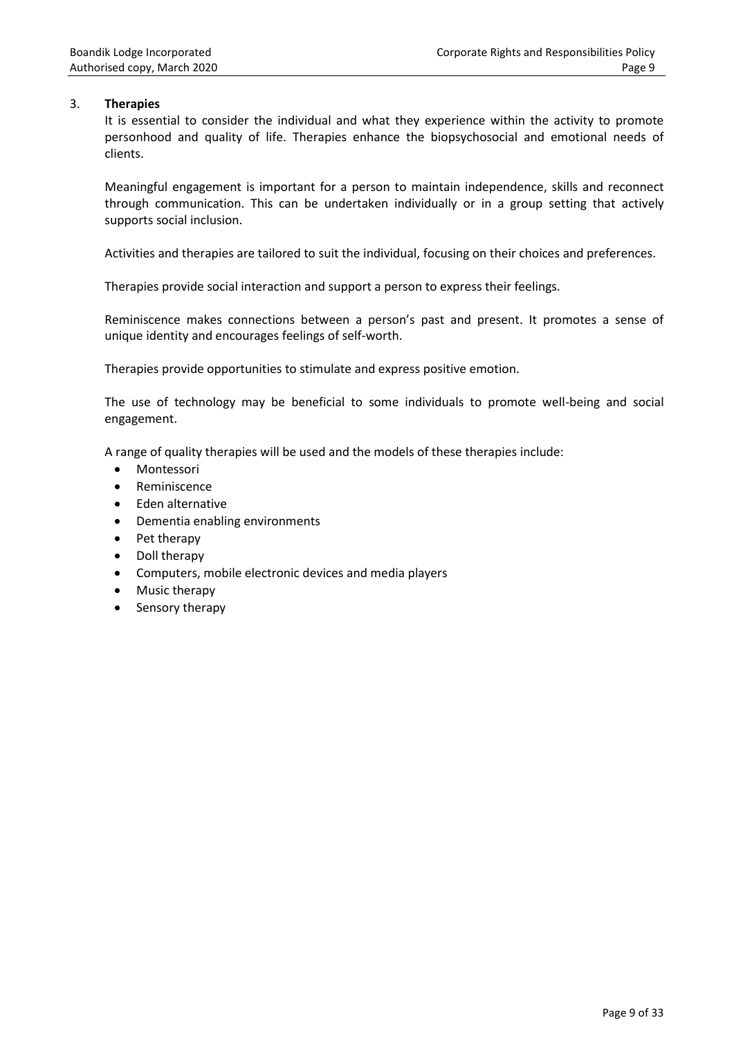3. **Therapies**

It is essential to consider the individual and what they experience within the activity to promote personhood and quality of life. Therapies enhance the biopsychosocial and emotional needs of clients.

Meaningful engagement is important for a person to maintain independence, skills and reconnect through communication. This can be undertaken individually or in a group setting that actively supports social inclusion.

Activities and therapies are tailored to suit the individual, focusing on their choices and preferences.

Therapies provide social interaction and support a person to express their feelings.

Reminiscence makes connections between a person's past and present. It promotes a sense of unique identity and encourages feelings of self-worth.

Therapies provide opportunities to stimulate and express positive emotion.

The use of technology may be beneficial to some individuals to promote well-being and social engagement.

A range of quality therapies will be used and the models of these therapies include:

- Montessori
- Reminiscence
- Eden alternative
- Dementia enabling environments
- Pet therapy
- Doll therapy
- Computers, mobile electronic devices and media players
- Music therapy
- Sensory therapy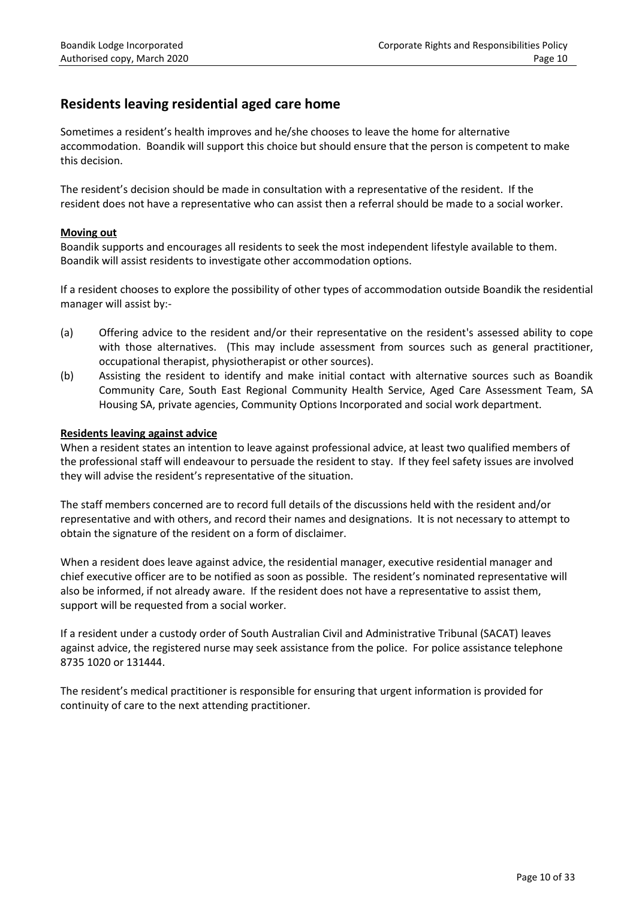## Residents leaving residential aged care home

Sometimes a resident's health improves and he/she chooses to leave the home for alternative accommodation. Boandik will support this choice but should ensure that the person is competent to make this decision.

The resident's decision should be made in consultation with a representative of the resident. If the resident does not have a representative who can assist then a referral should be made to a social worker.

**Moving out**

Boandik supports and encourages all residents to seek the most independent lifestyle available to them. Boandik will assist residents to investigate other accommodation options.

If a resident chooses to explore the possibility of other types of accommodation outside Boandik the residential manager will assist by:-

(a) Offering advice to the resident and/or their representative on the resident's assessed ability to cope with those alternatives. (This may include assessment from sources such as general practitioner, occupational therapist, physiotherapist or other sources).

(b) Assisting the resident to identify and make initial contact with alternative sources such as Boandik Community Care, South East Regional Community Health Service, Aged Care Assessment Team, SA Housing SA, private agencies, Community Options Incorporated and social work department.

**Residents leaving against advice**

When a resident states an intention to leave against professional advice, at least two qualified members of the professional staff will endeavour to persuade the resident to stay. If they feel safety issues are involved they will advise the resident's representative of the situation.

The staff members concerned are to record full details of the discussions held with the resident and/or representative and with others, and record their names and designations. It is not necessary to attempt to obtain the signature of the resident on a form of disclaimer.

When a resident does leave against advice, the residential manager, executive residential manager and chief executive officer are to be notified as soon as possible. The resident's nominated representative will also be informed, if not already aware. If the resident does not have a representative to assist them, support will be requested from a social worker.

If a resident under a custody order of South Australian Civil and Administrative Tribunal (SACAT) leaves against advice, the registered nurse may seek assistance from the police. For police assistance telephone 8735 1020 or 131444.

The resident's medical practitioner is responsible for ensuring that urgent information is provided for continuity of care to the next attending practitioner.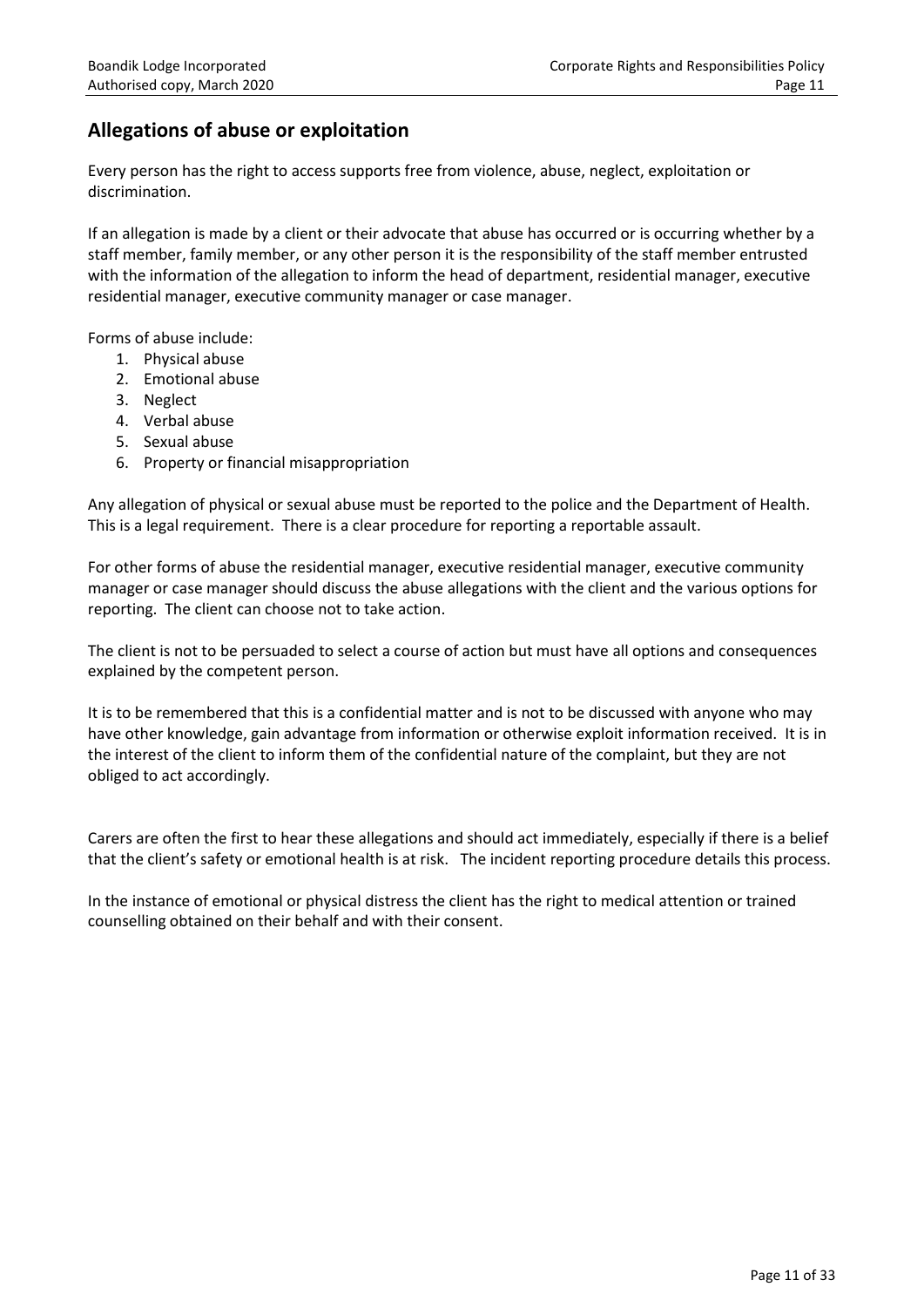## Allegations of abuse or exploitation

Every person has the right to access supports free from violence, abuse, neglect, exploitation or discrimination.

If an allegation is made by a client or their advocate that abuse has occurred or is occurring whether by a staff member, family member, or any other person it is the responsibility of the staff member entrusted with the information of the allegation to inform the head of department, residential manager, executive residential manager, executive community manager or case manager.

Forms of abuse include:

1. Physical abuse
2. Emotional abuse
3. Neglect
4. Verbal abuse
5. Sexual abuse
6. Property or financial misappropriation

Any allegation of physical or sexual abuse must be reported to the police and the Department of Health. This is a legal requirement. There is a clear procedure for reporting a reportable assault.

For other forms of abuse the residential manager, executive residential manager, executive community manager or case manager should discuss the abuse allegations with the client and the various options for reporting. The client can choose not to take action.

The client is not to be persuaded to select a course of action but must have all options and consequences explained by the competent person.

It is to be remembered that this is a confidential matter and is not to be discussed with anyone who may have other knowledge, gain advantage from information or otherwise exploit information received. It is in the interest of the client to inform them of the confidential nature of the complaint, but they are not obliged to act accordingly.

Carers are often the first to hear these allegations and should act immediately, especially if there is a belief that the client's safety or emotional health is at risk. The incident reporting procedure details this process.

In the instance of emotional or physical distress the client has the right to medical attention or trained counselling obtained on their behalf and with their consent.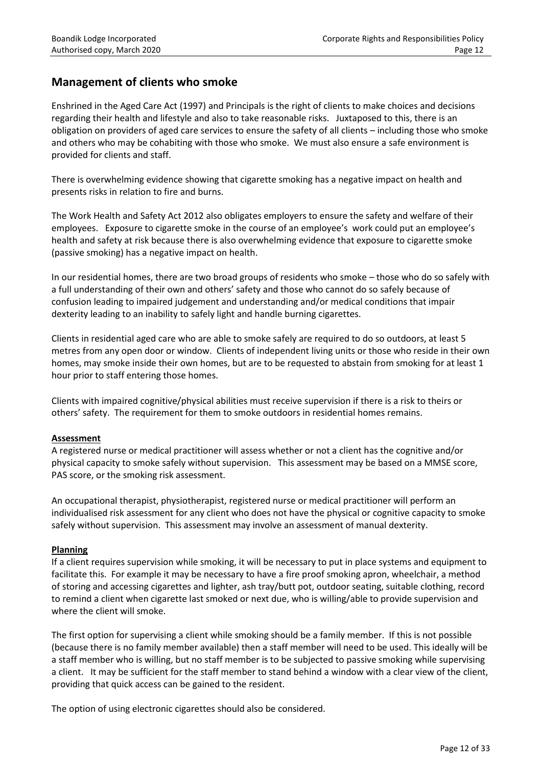## Management of clients who smoke

Enshrined in the Aged Care Act (1997) and Principals is the right of clients to make choices and decisions regarding their health and lifestyle and also to take reasonable risks. Juxtaposed to this, there is an obligation on providers of aged care services to ensure the safety of all clients – including those who smoke and others who may be cohabiting with those who smoke. We must also ensure a safe environment is provided for clients and staff.

There is overwhelming evidence showing that cigarette smoking has a negative impact on health and presents risks in relation to fire and burns.

The Work Health and Safety Act 2012 also obligates employers to ensure the safety and welfare of their employees. Exposure to cigarette smoke in the course of an employee's work could put an employee's health and safety at risk because there is also overwhelming evidence that exposure to cigarette smoke (passive smoking) has a negative impact on health.

In our residential homes, there are two broad groups of residents who smoke – those who do so safely with a full understanding of their own and others' safety and those who cannot do so safely because of confusion leading to impaired judgement and understanding and/or medical conditions that impair dexterity leading to an inability to safely light and handle burning cigarettes.

Clients in residential aged care who are able to smoke safely are required to do so outdoors, at least 5 metres from any open door or window. Clients of independent living units or those who reside in their own homes, may smoke inside their own homes, but are to be requested to abstain from smoking for at least 1 hour prior to staff entering those homes.

Clients with impaired cognitive/physical abilities must receive supervision if there is a risk to theirs or others' safety. The requirement for them to smoke outdoors in residential homes remains.

**Assessment**

A registered nurse or medical practitioner will assess whether or not a client has the cognitive and/or physical capacity to smoke safely without supervision. This assessment may be based on a MMSE score, PAS score, or the smoking risk assessment.

An occupational therapist, physiotherapist, registered nurse or medical practitioner will perform an individualised risk assessment for any client who does not have the physical or cognitive capacity to smoke safely without supervision. This assessment may involve an assessment of manual dexterity.

**Planning**

If a client requires supervision while smoking, it will be necessary to put in place systems and equipment to facilitate this. For example it may be necessary to have a fire proof smoking apron, wheelchair, a method of storing and accessing cigarettes and lighter, ash tray/butt pot, outdoor seating, suitable clothing, record to remind a client when cigarette last smoked or next due, who is willing/able to provide supervision and where the client will smoke.

The first option for supervising a client while smoking should be a family member. If this is not possible (because there is no family member available) then a staff member will need to be used. This ideally will be a staff member who is willing, but no staff member is to be subjected to passive smoking while supervising a client. It may be sufficient for the staff member to stand behind a window with a clear view of the client, providing that quick access can be gained to the resident.

The option of using electronic cigarettes should also be considered.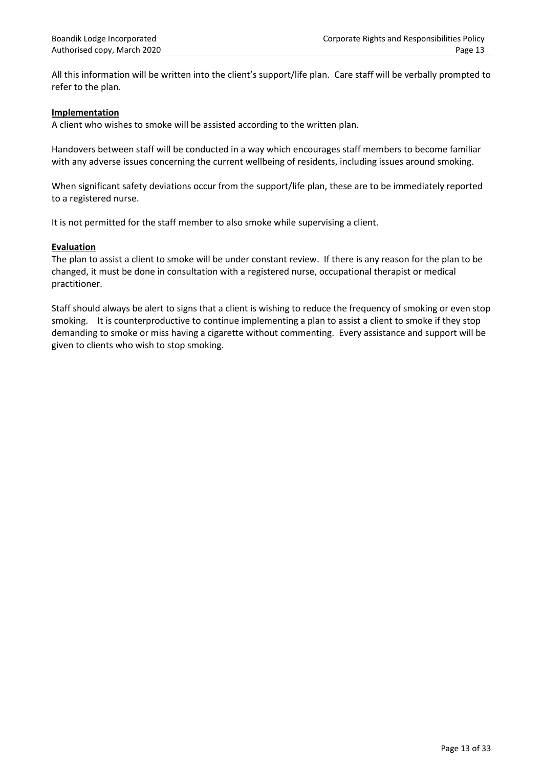All this information will be written into the client's support/life plan. Care staff will be verbally prompted to refer to the plan.

**Implementation**

A client who wishes to smoke will be assisted according to the written plan.

Handovers between staff will be conducted in a way which encourages staff members to become familiar with any adverse issues concerning the current wellbeing of residents, including issues around smoking.

When significant safety deviations occur from the support/life plan, these are to be immediately reported to a registered nurse.

It is not permitted for the staff member to also smoke while supervising a client.

**Evaluation**

The plan to assist a client to smoke will be under constant review. If there is any reason for the plan to be changed, it must be done in consultation with a registered nurse, occupational therapist or medical practitioner.

Staff should always be alert to signs that a client is wishing to reduce the frequency of smoking or even stop smoking. It is counterproductive to continue implementing a plan to assist a client to smoke if they stop demanding to smoke or miss having a cigarette without commenting. Every assistance and support will be given to clients who wish to stop smoking.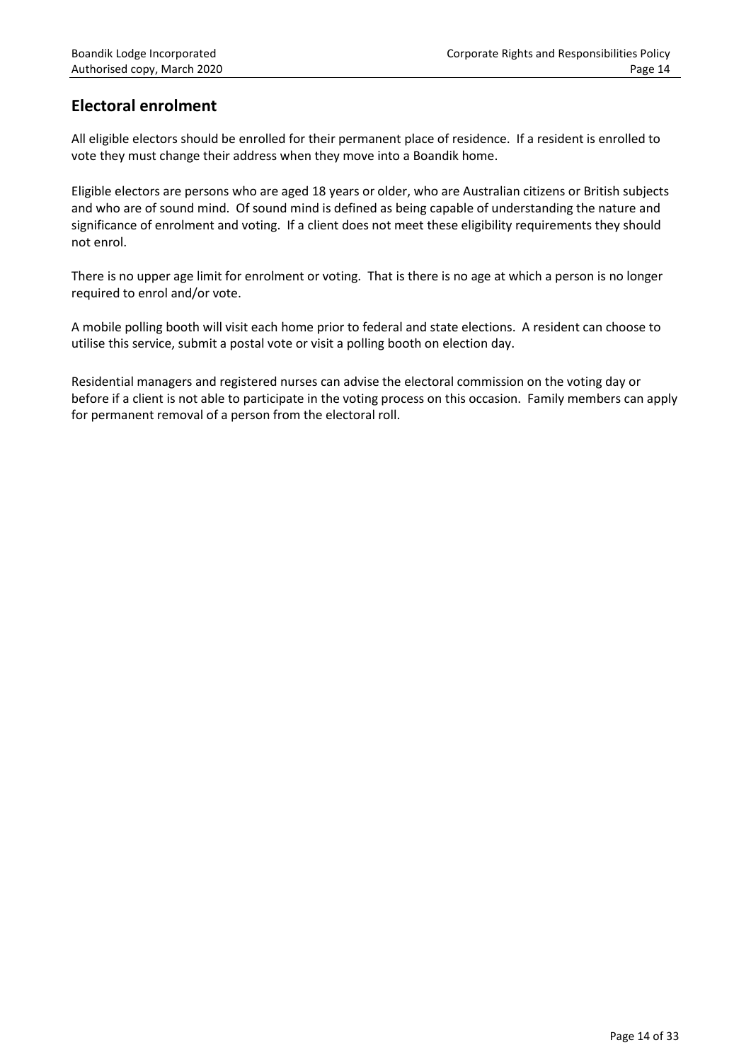## Electoral enrolment

All eligible electors should be enrolled for their permanent place of residence. If a resident is enrolled to vote they must change their address when they move into a Boandik home.

Eligible electors are persons who are aged 18 years or older, who are Australian citizens or British subjects and who are of sound mind. Of sound mind is defined as being capable of understanding the nature and significance of enrolment and voting. If a client does not meet these eligibility requirements they should not enrol.

There is no upper age limit for enrolment or voting. That is there is no age at which a person is no longer required to enrol and/or vote.

A mobile polling booth will visit each home prior to federal and state elections. A resident can choose to utilise this service, submit a postal vote or visit a polling booth on election day.

Residential managers and registered nurses can advise the electoral commission on the voting day or before if a client is not able to participate in the voting process on this occasion. Family members can apply for permanent removal of a person from the electoral roll.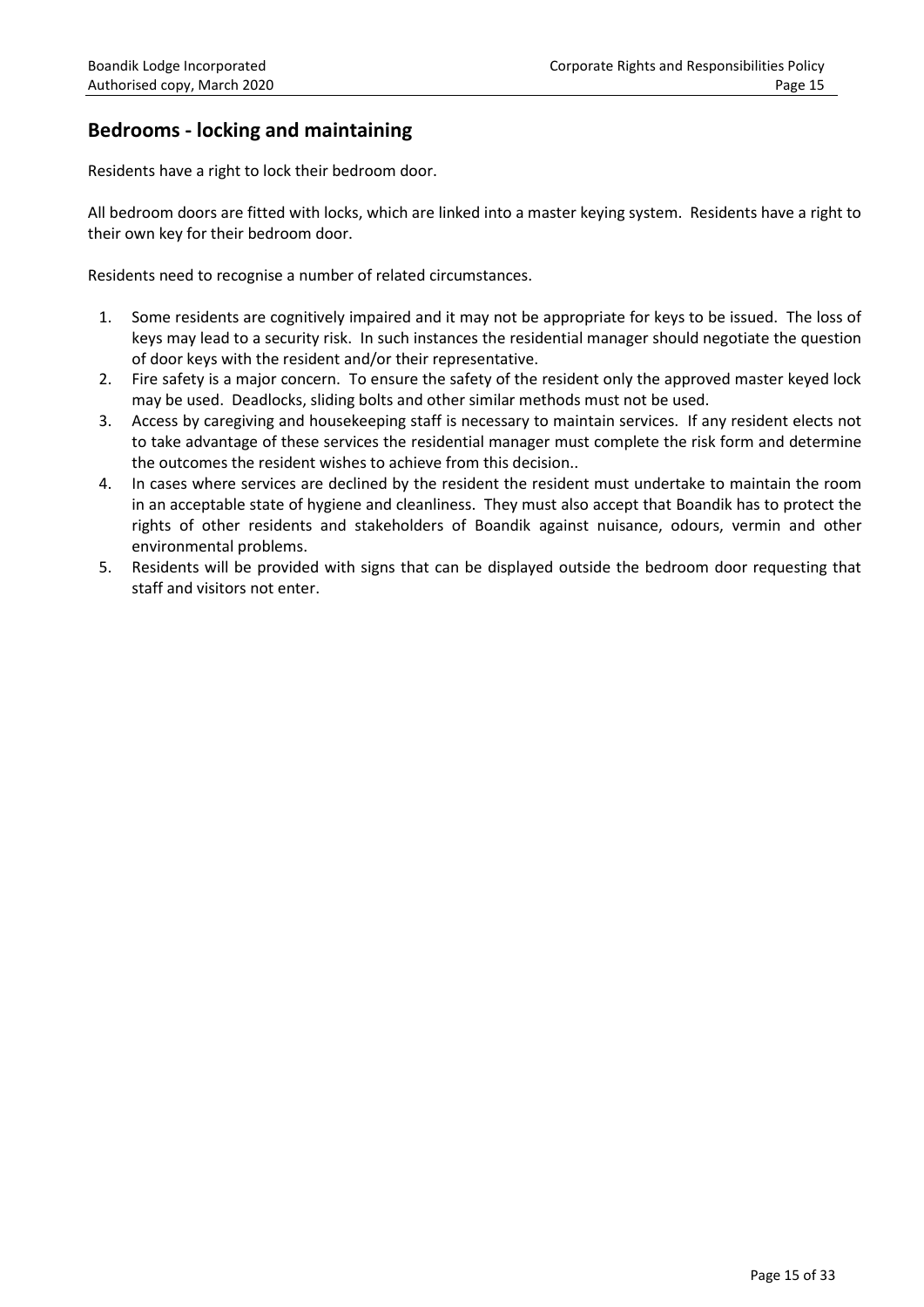## Bedrooms - locking and maintaining

Residents have a right to lock their bedroom door.

All bedroom doors are fitted with locks, which are linked into a master keying system. Residents have a right to their own key for their bedroom door.

Residents need to recognise a number of related circumstances.

1. Some residents are cognitively impaired and it may not be appropriate for keys to be issued. The loss of keys may lead to a security risk. In such instances the residential manager should negotiate the question of door keys with the resident and/or their representative.
2. Fire safety is a major concern. To ensure the safety of the resident only the approved master keyed lock may be used. Deadlocks, sliding bolts and other similar methods must not be used.
3. Access by caregiving and housekeeping staff is necessary to maintain services. If any resident elects not to take advantage of these services the residential manager must complete the risk form and determine the outcomes the resident wishes to achieve from this decision..
4. In cases where services are declined by the resident the resident must undertake to maintain the room in an acceptable state of hygiene and cleanliness. They must also accept that Boandik has to protect the rights of other residents and stakeholders of Boandik against nuisance, odours, vermin and other environmental problems.
5. Residents will be provided with signs that can be displayed outside the bedroom door requesting that staff and visitors not enter.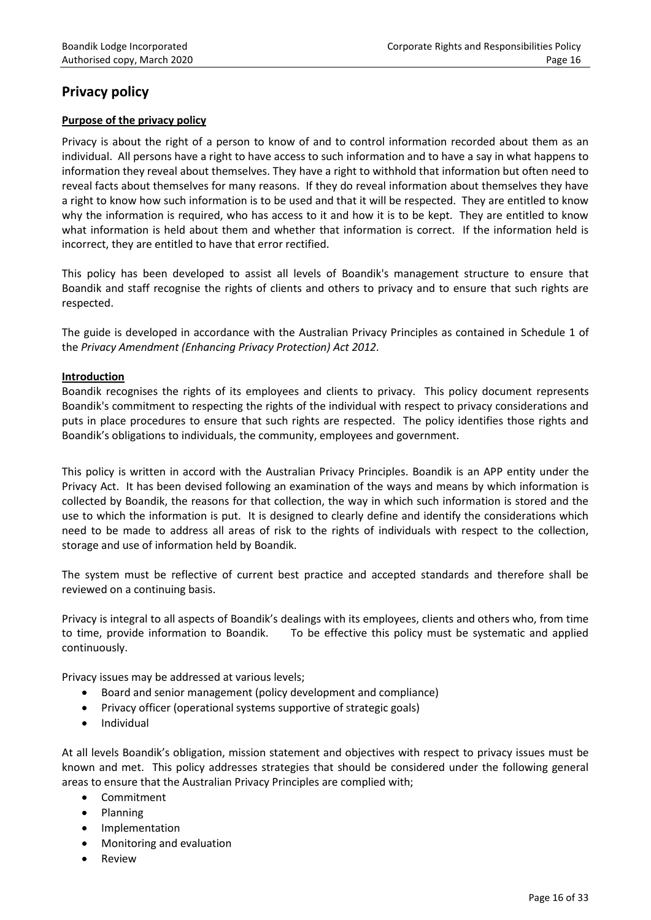# Privacy policy

**Purpose of the privacy policy**

Privacy is about the right of a person to know of and to control information recorded about them as an individual. All persons have a right to have access to such information and to have a say in what happens to information they reveal about themselves. They have a right to withhold that information but often need to reveal facts about themselves for many reasons. If they do reveal information about themselves they have a right to know how such information is to be used and that it will be respected. They are entitled to know why the information is required, who has access to it and how it is to be kept. They are entitled to know what information is held about them and whether that information is correct. If the information held is incorrect, they are entitled to have that error rectified.

This policy has been developed to assist all levels of Boandik's management structure to ensure that Boandik and staff recognise the rights of clients and others to privacy and to ensure that such rights are respected.

The guide is developed in accordance with the Australian Privacy Principles as contained in Schedule 1 of the *Privacy Amendment (Enhancing Privacy Protection) Act 2012*.

**Introduction**

Boandik recognises the rights of its employees and clients to privacy. This policy document represents Boandik's commitment to respecting the rights of the individual with respect to privacy considerations and puts in place procedures to ensure that such rights are respected. The policy identifies those rights and Boandik's obligations to individuals, the community, employees and government.

This policy is written in accord with the Australian Privacy Principles. Boandik is an APP entity under the Privacy Act. It has been devised following an examination of the ways and means by which information is collected by Boandik, the reasons for that collection, the way in which such information is stored and the use to which the information is put. It is designed to clearly define and identify the considerations which need to be made to address all areas of risk to the rights of individuals with respect to the collection, storage and use of information held by Boandik.

The system must be reflective of current best practice and accepted standards and therefore shall be reviewed on a continuing basis.

Privacy is integral to all aspects of Boandik's dealings with its employees, clients and others who, from time to time, provide information to Boandik. To be effective this policy must be systematic and applied continuously.

Privacy issues may be addressed at various levels;

- Board and senior management (policy development and compliance)
- Privacy officer (operational systems supportive of strategic goals)
- Individual

At all levels Boandik's obligation, mission statement and objectives with respect to privacy issues must be known and met. This policy addresses strategies that should be considered under the following general areas to ensure that the Australian Privacy Principles are complied with;

- Commitment
- Planning
- Implementation
- Monitoring and evaluation
- Review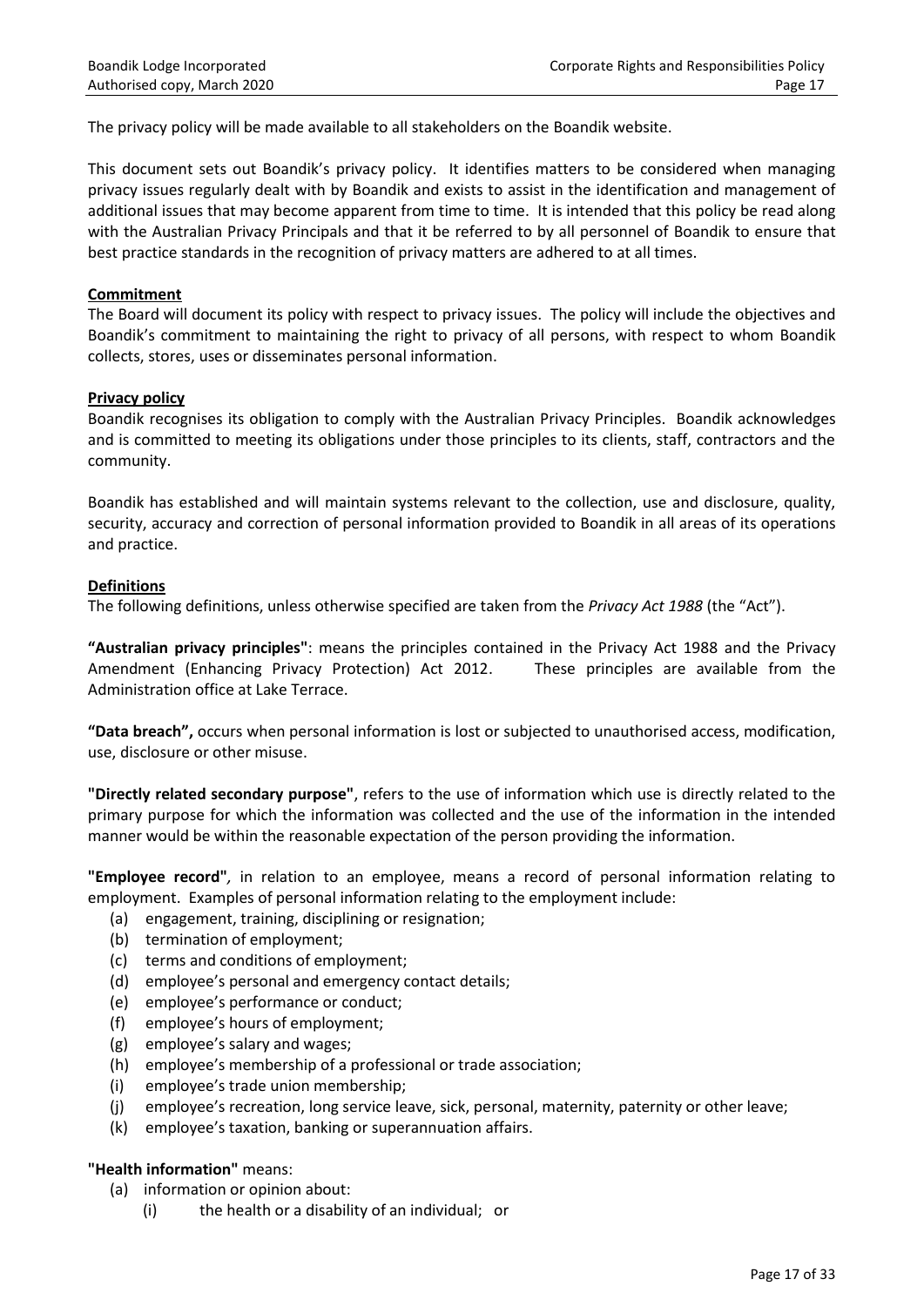The privacy policy will be made available to all stakeholders on the Boandik website.

This document sets out Boandik's privacy policy. It identifies matters to be considered when managing privacy issues regularly dealt with by Boandik and exists to assist in the identification and management of additional issues that may become apparent from time to time. It is intended that this policy be read along with the Australian Privacy Principals and that it be referred to by all personnel of Boandik to ensure that best practice standards in the recognition of privacy matters are adhered to at all times.

**Commitment**

The Board will document its policy with respect to privacy issues. The policy will include the objectives and Boandik's commitment to maintaining the right to privacy of all persons, with respect to whom Boandik collects, stores, uses or disseminates personal information.

**Privacy policy**

Boandik recognises its obligation to comply with the Australian Privacy Principles. Boandik acknowledges and is committed to meeting its obligations under those principles to its clients, staff, contractors and the community.

Boandik has established and will maintain systems relevant to the collection, use and disclosure, quality, security, accuracy and correction of personal information provided to Boandik in all areas of its operations and practice.

**Definitions**

The following definitions, unless otherwise specified are taken from the *Privacy Act 1988* (the "Act").

**"Australian privacy principles"**: means the principles contained in the Privacy Act 1988 and the Privacy Amendment (Enhancing Privacy Protection) Act 2012. These principles are available from the Administration office at Lake Terrace.

**"Data breach",** occurs when personal information is lost or subjected to unauthorised access, modification, use, disclosure or other misuse.

**"Directly related secondary purpose"**, refers to the use of information which use is directly related to the primary purpose for which the information was collected and the use of the information in the intended manner would be within the reasonable expectation of the person providing the information.

**"Employee record"**, in relation to an employee, means a record of personal information relating to employment. Examples of personal information relating to the employment include:

(a) engagement, training, disciplining or resignation;
(b) termination of employment;
(c) terms and conditions of employment;
(d) employee's personal and emergency contact details;
(e) employee's performance or conduct;
(f) employee's hours of employment;
(g) employee's salary and wages;
(h) employee's membership of a professional or trade association;
(i) employee's trade union membership;
(j) employee's recreation, long service leave, sick, personal, maternity, paternity or other leave;
(k) employee's taxation, banking or superannuation affairs.

**"Health information"** means:

(a) information or opinion about:
    (i) the health or a disability of an individual; or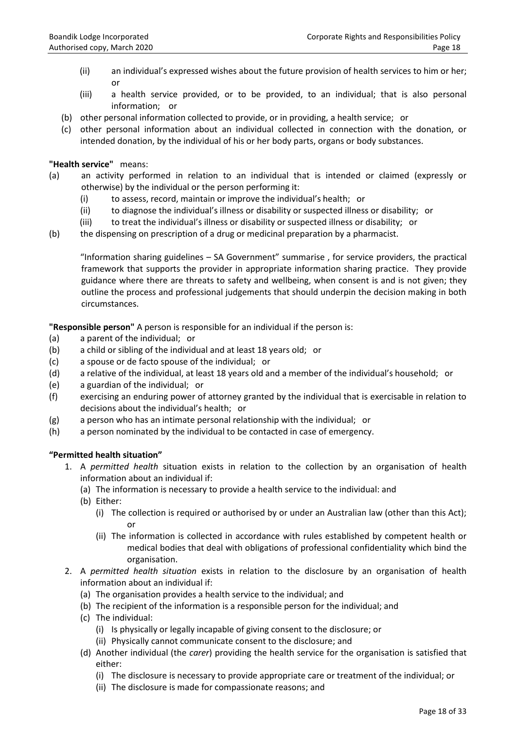- (ii) an individual's expressed wishes about the future provision of health services to him or her; or
   - (iii) a health service provided, or to be provided, to an individual; that is also personal information; or
- (b) other personal information collected to provide, or in providing, a health service; or
- (c) other personal information about an individual collected in connection with the donation, or intended donation, by the individual of his or her body parts, organs or body substances.

**"Health service"** means:

- (a) an activity performed in relation to an individual that is intended or claimed (expressly or otherwise) by the individual or the person performing it:
  - (i) to assess, record, maintain or improve the individual's health; or
  - (ii) to diagnose the individual's illness or disability or suspected illness or disability; or
  - (iii) to treat the individual's illness or disability or suspected illness or disability; or
- (b) the dispensing on prescription of a drug or medicinal preparation by a pharmacist.

"Information sharing guidelines – SA Government" summarise , for service providers, the practical framework that supports the provider in appropriate information sharing practice. They provide guidance where there are threats to safety and wellbeing, when consent is and is not given; they outline the process and professional judgements that should underpin the decision making in both circumstances.

**"Responsible person"** A person is responsible for an individual if the person is:

- (a) a parent of the individual; or
- (b) a child or sibling of the individual and at least 18 years old; or
- (c) a spouse or de facto spouse of the individual; or
- (d) a relative of the individual, at least 18 years old and a member of the individual's household; or
- (e) a guardian of the individual; or
- (f) exercising an enduring power of attorney granted by the individual that is exercisable in relation to decisions about the individual's health; or
- (g) a person who has an intimate personal relationship with the individual; or
- (h) a person nominated by the individual to be contacted in case of emergency.

**"Permitted health situation"**

1. A *permitted health* situation exists in relation to the collection by an organisation of health information about an individual if:
   - (a) The information is necessary to provide a health service to the individual: and
   - (b) Either:
     - (i) The collection is required or authorised by or under an Australian law (other than this Act); or
     - (ii) The information is collected in accordance with rules established by competent health or medical bodies that deal with obligations of professional confidentiality which bind the organisation.
2. A *permitted health situation* exists in relation to the disclosure by an organisation of health information about an individual if:
   - (a) The organisation provides a health service to the individual; and
   - (b) The recipient of the information is a responsible person for the individual; and
   - (c) The individual:
     - (i) Is physically or legally incapable of giving consent to the disclosure; or
     - (ii) Physically cannot communicate consent to the disclosure; and
   - (d) Another individual (the *carer*) providing the health service for the organisation is satisfied that either:
     - (i) The disclosure is necessary to provide appropriate care or treatment of the individual; or
     - (ii) The disclosure is made for compassionate reasons; and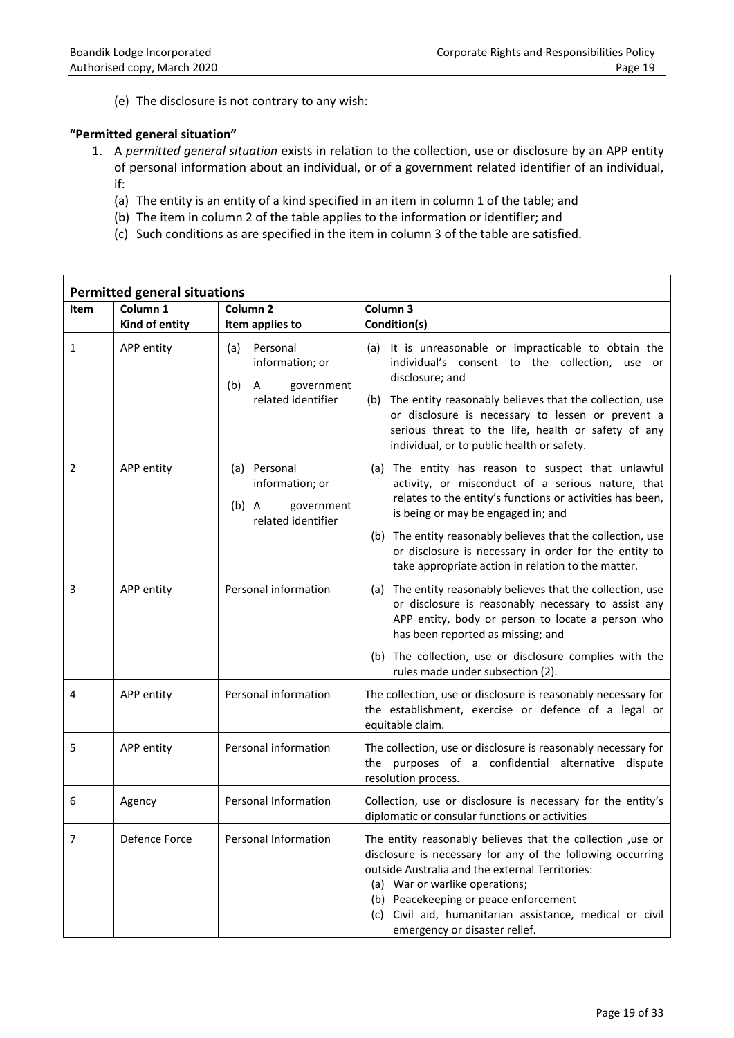(e) The disclosure is not contrary to any wish:

**"Permitted general situation"**

1. A *permitted general situation* exists in relation to the collection, use or disclosure by an APP entity of personal information about an individual, or of a government related identifier of an individual, if:
   (a) The entity is an entity of a kind specified in an item in column 1 of the table; and
   (b) The item in column 2 of the table applies to the information or identifier; and
   (c) Such conditions as are specified in the item in column 3 of the table are satisfied.

| **Permitted general situations** | | | |
|---|---|---|---|
| **Item** | **Column 1**<br>**Kind of entity** | **Column 2**<br>**Item applies to** | **Column 3**<br>**Condition(s)** |
| 1 | APP entity | (a) Personal information; or<br>(b) A government related identifier | (a) It is unreasonable or impracticable to obtain the individual's consent to the collection, use or disclosure; and<br>(b) The entity reasonably believes that the collection, use or disclosure is necessary to lessen or prevent a serious threat to the life, health or safety of any individual, or to public health or safety. |
| 2 | APP entity | (a) Personal information; or<br>(b) A government related identifier | (a) The entity has reason to suspect that unlawful activity, or misconduct of a serious nature, that relates to the entity's functions or activities has been, is being or may be engaged in; and<br>(b) The entity reasonably believes that the collection, use or disclosure is necessary in order for the entity to take appropriate action in relation to the matter. |
| 3 | APP entity | Personal information | (a) The entity reasonably believes that the collection, use or disclosure is reasonably necessary to assist any APP entity, body or person to locate a person who has been reported as missing; and<br>(b) The collection, use or disclosure complies with the rules made under subsection (2). |
| 4 | APP entity | Personal information | The collection, use or disclosure is reasonably necessary for the establishment, exercise or defence of a legal or equitable claim. |
| 5 | APP entity | Personal information | The collection, use or disclosure is reasonably necessary for the purposes of a confidential alternative dispute resolution process. |
| 6 | Agency | Personal Information | Collection, use or disclosure is necessary for the entity's diplomatic or consular functions or activities |
| 7 | Defence Force | Personal Information | The entity reasonably believes that the collection ,use or disclosure is necessary for any of the following occurring outside Australia and the external Territories:<br>(a) War or warlike operations;<br>(b) Peacekeeping or peace enforcement<br>(c) Civil aid, humanitarian assistance, medical or civil emergency or disaster relief. |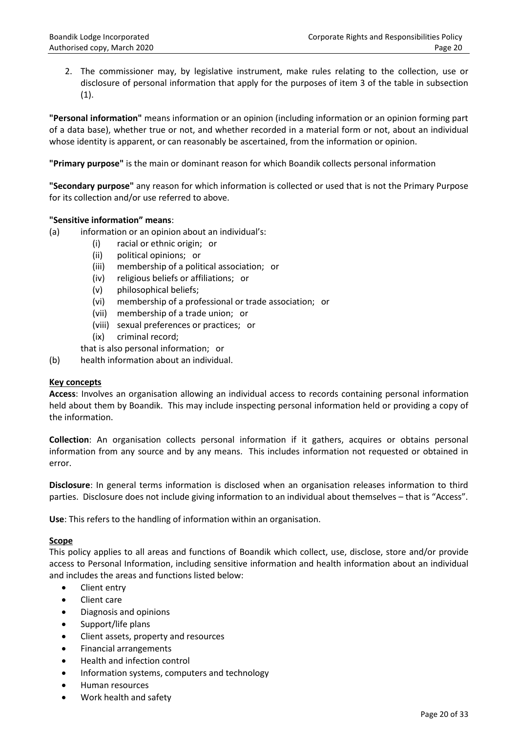2. The commissioner may, by legislative instrument, make rules relating to the collection, use or disclosure of personal information that apply for the purposes of item 3 of the table in subsection (1).

**"Personal information"** means information or an opinion (including information or an opinion forming part of a data base), whether true or not, and whether recorded in a material form or not, about an individual whose identity is apparent, or can reasonably be ascertained, from the information or opinion.

**"Primary purpose"** is the main or dominant reason for which Boandik collects personal information

**"Secondary purpose"** any reason for which information is collected or used that is not the Primary Purpose for its collection and/or use referred to above.

**"Sensitive information" means**:

(a) information or an opinion about an individual's:

- (i) racial or ethnic origin; or
- (ii) political opinions; or
- (iii) membership of a political association; or
- (iv) religious beliefs or affiliations; or
- (v) philosophical beliefs;
- (vi) membership of a professional or trade association; or
- (vii) membership of a trade union; or
- (viii) sexual preferences or practices; or
- (ix) criminal record;

that is also personal information; or

(b) health information about an individual.

**Key concepts**

**Access**: Involves an organisation allowing an individual access to records containing personal information held about them by Boandik. This may include inspecting personal information held or providing a copy of the information.

**Collection**: An organisation collects personal information if it gathers, acquires or obtains personal information from any source and by any means. This includes information not requested or obtained in error.

**Disclosure**: In general terms information is disclosed when an organisation releases information to third parties. Disclosure does not include giving information to an individual about themselves – that is "Access".

**Use**: This refers to the handling of information within an organisation.

**Scope**

This policy applies to all areas and functions of Boandik which collect, use, disclose, store and/or provide access to Personal Information, including sensitive information and health information about an individual and includes the areas and functions listed below:

- Client entry
- Client care
- Diagnosis and opinions
- Support/life plans
- Client assets, property and resources
- Financial arrangements
- Health and infection control
- Information systems, computers and technology
- Human resources
- Work health and safety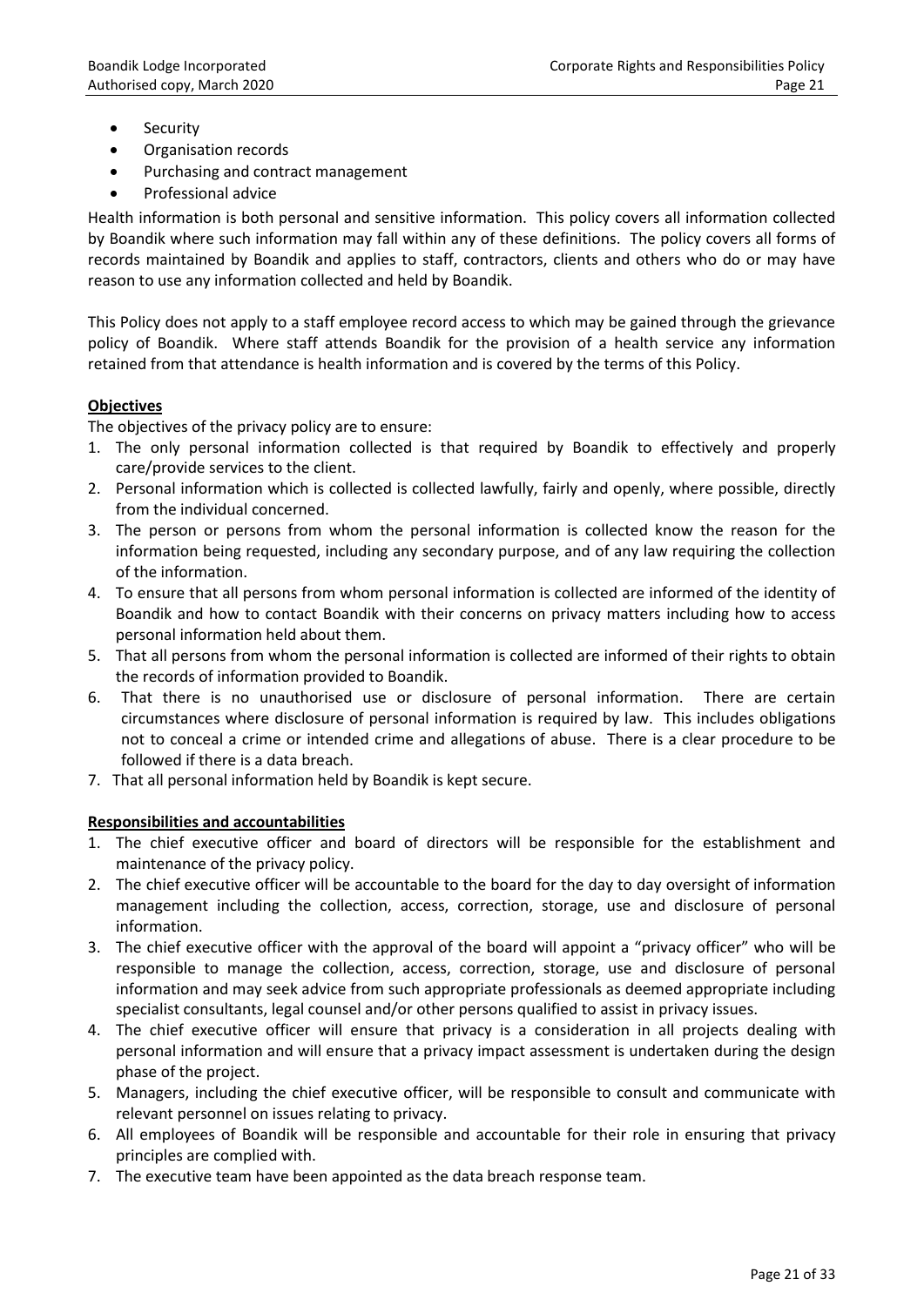- Security
- Organisation records
- Purchasing and contract management
- Professional advice

Health information is both personal and sensitive information. This policy covers all information collected by Boandik where such information may fall within any of these definitions. The policy covers all forms of records maintained by Boandik and applies to staff, contractors, clients and others who do or may have reason to use any information collected and held by Boandik.

This Policy does not apply to a staff employee record access to which may be gained through the grievance policy of Boandik. Where staff attends Boandik for the provision of a health service any information retained from that attendance is health information and is covered by the terms of this Policy.

**Objectives**

The objectives of the privacy policy are to ensure:

1. The only personal information collected is that required by Boandik to effectively and properly care/provide services to the client.
2. Personal information which is collected is collected lawfully, fairly and openly, where possible, directly from the individual concerned.
3. The person or persons from whom the personal information is collected know the reason for the information being requested, including any secondary purpose, and of any law requiring the collection of the information.
4. To ensure that all persons from whom personal information is collected are informed of the identity of Boandik and how to contact Boandik with their concerns on privacy matters including how to access personal information held about them.
5. That all persons from whom the personal information is collected are informed of their rights to obtain the records of information provided to Boandik.
6. That there is no unauthorised use or disclosure of personal information. There are certain circumstances where disclosure of personal information is required by law. This includes obligations not to conceal a crime or intended crime and allegations of abuse. There is a clear procedure to be followed if there is a data breach.
7. That all personal information held by Boandik is kept secure.

**Responsibilities and accountabilities**

1. The chief executive officer and board of directors will be responsible for the establishment and maintenance of the privacy policy.
2. The chief executive officer will be accountable to the board for the day to day oversight of information management including the collection, access, correction, storage, use and disclosure of personal information.
3. The chief executive officer with the approval of the board will appoint a "privacy officer" who will be responsible to manage the collection, access, correction, storage, use and disclosure of personal information and may seek advice from such appropriate professionals as deemed appropriate including specialist consultants, legal counsel and/or other persons qualified to assist in privacy issues.
4. The chief executive officer will ensure that privacy is a consideration in all projects dealing with personal information and will ensure that a privacy impact assessment is undertaken during the design phase of the project.
5. Managers, including the chief executive officer, will be responsible to consult and communicate with relevant personnel on issues relating to privacy.
6. All employees of Boandik will be responsible and accountable for their role in ensuring that privacy principles are complied with.
7. The executive team have been appointed as the data breach response team.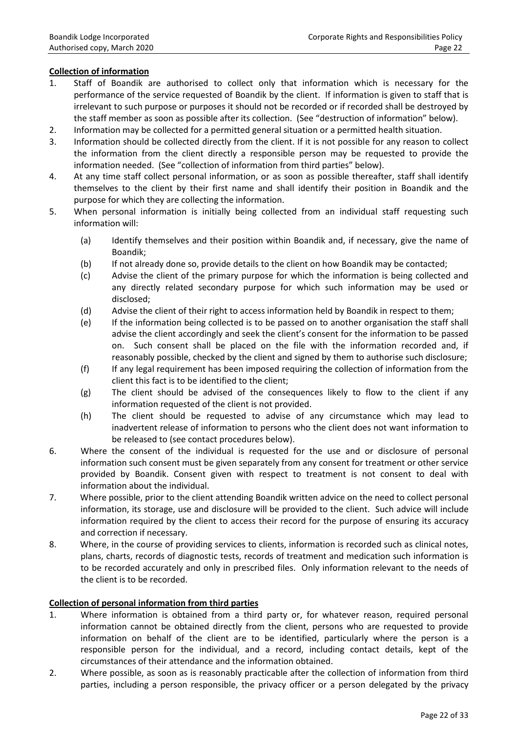**Collection of information**

1. Staff of Boandik are authorised to collect only that information which is necessary for the performance of the service requested of Boandik by the client. If information is given to staff that is irrelevant to such purpose or purposes it should not be recorded or if recorded shall be destroyed by the staff member as soon as possible after its collection. (See "destruction of information" below).
2. Information may be collected for a permitted general situation or a permitted health situation.
3. Information should be collected directly from the client. If it is not possible for any reason to collect the information from the client directly a responsible person may be requested to provide the information needed. (See "collection of information from third parties" below).
4. At any time staff collect personal information, or as soon as possible thereafter, staff shall identify themselves to the client by their first name and shall identify their position in Boandik and the purpose for which they are collecting the information.
5. When personal information is initially being collected from an individual staff requesting such information will:
   - (a) Identify themselves and their position within Boandik and, if necessary, give the name of Boandik;
   - (b) If not already done so, provide details to the client on how Boandik may be contacted;
   - (c) Advise the client of the primary purpose for which the information is being collected and any directly related secondary purpose for which such information may be used or disclosed;
   - (d) Advise the client of their right to access information held by Boandik in respect to them;
   - (e) If the information being collected is to be passed on to another organisation the staff shall advise the client accordingly and seek the client's consent for the information to be passed on. Such consent shall be placed on the file with the information recorded and, if reasonably possible, checked by the client and signed by them to authorise such disclosure;
   - (f) If any legal requirement has been imposed requiring the collection of information from the client this fact is to be identified to the client;
   - (g) The client should be advised of the consequences likely to flow to the client if any information requested of the client is not provided.
   - (h) The client should be requested to advise of any circumstance which may lead to inadvertent release of information to persons who the client does not want information to be released to (see contact procedures below).
6. Where the consent of the individual is requested for the use and or disclosure of personal information such consent must be given separately from any consent for treatment or other service provided by Boandik. Consent given with respect to treatment is not consent to deal with information about the individual.
7. Where possible, prior to the client attending Boandik written advice on the need to collect personal information, its storage, use and disclosure will be provided to the client. Such advice will include information required by the client to access their record for the purpose of ensuring its accuracy and correction if necessary.
8. Where, in the course of providing services to clients, information is recorded such as clinical notes, plans, charts, records of diagnostic tests, records of treatment and medication such information is to be recorded accurately and only in prescribed files. Only information relevant to the needs of the client is to be recorded.

**Collection of personal information from third parties**

1. Where information is obtained from a third party or, for whatever reason, required personal information cannot be obtained directly from the client, persons who are requested to provide information on behalf of the client are to be identified, particularly where the person is a responsible person for the individual, and a record, including contact details, kept of the circumstances of their attendance and the information obtained.
2. Where possible, as soon as is reasonably practicable after the collection of information from third parties, including a person responsible, the privacy officer or a person delegated by the privacy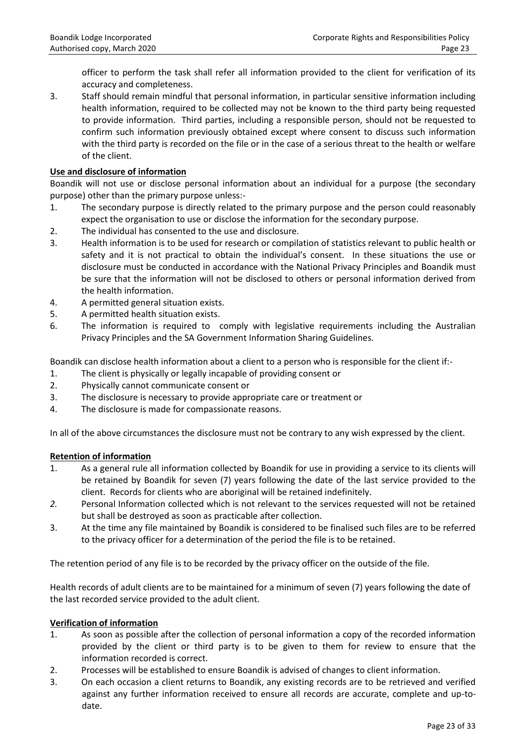officer to perform the task shall refer all information provided to the client for verification of its accuracy and completeness.

3. Staff should remain mindful that personal information, in particular sensitive information including health information, required to be collected may not be known to the third party being requested to provide information. Third parties, including a responsible person, should not be requested to confirm such information previously obtained except where consent to discuss such information with the third party is recorded on the file or in the case of a serious threat to the health or welfare of the client.

**Use and disclosure of information**

Boandik will not use or disclose personal information about an individual for a purpose (the secondary purpose) other than the primary purpose unless:-

1. The secondary purpose is directly related to the primary purpose and the person could reasonably expect the organisation to use or disclose the information for the secondary purpose.
2. The individual has consented to the use and disclosure.
3. Health information is to be used for research or compilation of statistics relevant to public health or safety and it is not practical to obtain the individual's consent. In these situations the use or disclosure must be conducted in accordance with the National Privacy Principles and Boandik must be sure that the information will not be disclosed to others or personal information derived from the health information.
4. A permitted general situation exists.
5. A permitted health situation exists.
6. The information is required to comply with legislative requirements including the Australian Privacy Principles and the SA Government Information Sharing Guidelines.

Boandik can disclose health information about a client to a person who is responsible for the client if:-

1. The client is physically or legally incapable of providing consent or
2. Physically cannot communicate consent or
3. The disclosure is necessary to provide appropriate care or treatment or
4. The disclosure is made for compassionate reasons.

In all of the above circumstances the disclosure must not be contrary to any wish expressed by the client.

**Retention of information**

1. As a general rule all information collected by Boandik for use in providing a service to its clients will be retained by Boandik for seven (7) years following the date of the last service provided to the client. Records for clients who are aboriginal will be retained indefinitely.
2. Personal Information collected which is not relevant to the services requested will not be retained but shall be destroyed as soon as practicable after collection.
3. At the time any file maintained by Boandik is considered to be finalised such files are to be referred to the privacy officer for a determination of the period the file is to be retained.

The retention period of any file is to be recorded by the privacy officer on the outside of the file.

Health records of adult clients are to be maintained for a minimum of seven (7) years following the date of the last recorded service provided to the adult client.

**Verification of information**

1. As soon as possible after the collection of personal information a copy of the recorded information provided by the client or third party is to be given to them for review to ensure that the information recorded is correct.
2. Processes will be established to ensure Boandik is advised of changes to client information.
3. On each occasion a client returns to Boandik, any existing records are to be retrieved and verified against any further information received to ensure all records are accurate, complete and up-to-date.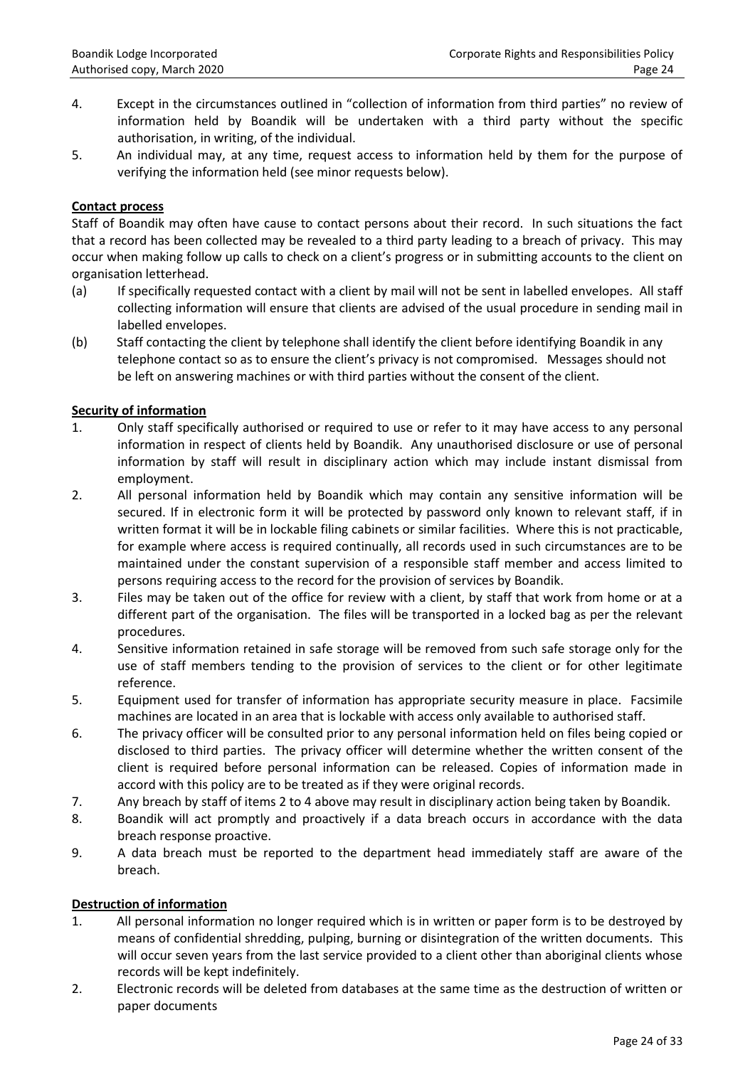4. Except in the circumstances outlined in "collection of information from third parties" no review of information held by Boandik will be undertaken with a third party without the specific authorisation, in writing, of the individual.
5. An individual may, at any time, request access to information held by them for the purpose of verifying the information held (see minor requests below).

**Contact process**

Staff of Boandik may often have cause to contact persons about their record. In such situations the fact that a record has been collected may be revealed to a third party leading to a breach of privacy. This may occur when making follow up calls to check on a client's progress or in submitting accounts to the client on organisation letterhead.

(a) If specifically requested contact with a client by mail will not be sent in labelled envelopes. All staff collecting information will ensure that clients are advised of the usual procedure in sending mail in labelled envelopes.

(b) Staff contacting the client by telephone shall identify the client before identifying Boandik in any telephone contact so as to ensure the client's privacy is not compromised. Messages should not be left on answering machines or with third parties without the consent of the client.

**Security of information**

1. Only staff specifically authorised or required to use or refer to it may have access to any personal information in respect of clients held by Boandik. Any unauthorised disclosure or use of personal information by staff will result in disciplinary action which may include instant dismissal from employment.
2. All personal information held by Boandik which may contain any sensitive information will be secured. If in electronic form it will be protected by password only known to relevant staff, if in written format it will be in lockable filing cabinets or similar facilities. Where this is not practicable, for example where access is required continually, all records used in such circumstances are to be maintained under the constant supervision of a responsible staff member and access limited to persons requiring access to the record for the provision of services by Boandik.
3. Files may be taken out of the office for review with a client, by staff that work from home or at a different part of the organisation. The files will be transported in a locked bag as per the relevant procedures.
4. Sensitive information retained in safe storage will be removed from such safe storage only for the use of staff members tending to the provision of services to the client or for other legitimate reference.
5. Equipment used for transfer of information has appropriate security measure in place. Facsimile machines are located in an area that is lockable with access only available to authorised staff.
6. The privacy officer will be consulted prior to any personal information held on files being copied or disclosed to third parties. The privacy officer will determine whether the written consent of the client is required before personal information can be released. Copies of information made in accord with this policy are to be treated as if they were original records.
7. Any breach by staff of items 2 to 4 above may result in disciplinary action being taken by Boandik.
8. Boandik will act promptly and proactively if a data breach occurs in accordance with the data breach response proactive.
9. A data breach must be reported to the department head immediately staff are aware of the breach.

**Destruction of information**

1. All personal information no longer required which is in written or paper form is to be destroyed by means of confidential shredding, pulping, burning or disintegration of the written documents. This will occur seven years from the last service provided to a client other than aboriginal clients whose records will be kept indefinitely.
2. Electronic records will be deleted from databases at the same time as the destruction of written or paper documents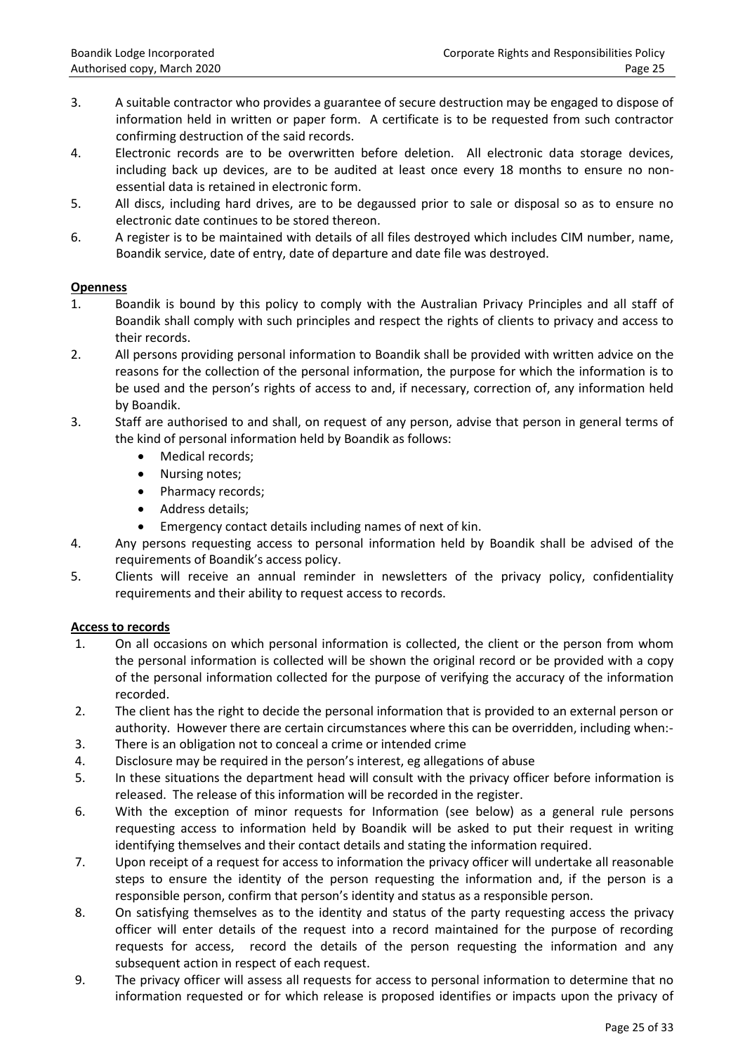3. A suitable contractor who provides a guarantee of secure destruction may be engaged to dispose of information held in written or paper form. A certificate is to be requested from such contractor confirming destruction of the said records.
4. Electronic records are to be overwritten before deletion. All electronic data storage devices, including back up devices, are to be audited at least once every 18 months to ensure no non-essential data is retained in electronic form.
5. All discs, including hard drives, are to be degaussed prior to sale or disposal so as to ensure no electronic date continues to be stored thereon.
6. A register is to be maintained with details of all files destroyed which includes CIM number, name, Boandik service, date of entry, date of departure and date file was destroyed.

**Openness**

1. Boandik is bound by this policy to comply with the Australian Privacy Principles and all staff of Boandik shall comply with such principles and respect the rights of clients to privacy and access to their records.
2. All persons providing personal information to Boandik shall be provided with written advice on the reasons for the collection of the personal information, the purpose for which the information is to be used and the person's rights of access to and, if necessary, correction of, any information held by Boandik.
3. Staff are authorised to and shall, on request of any person, advise that person in general terms of the kind of personal information held by Boandik as follows:
   - Medical records;
   - Nursing notes;
   - Pharmacy records;
   - Address details;
   - Emergency contact details including names of next of kin.
4. Any persons requesting access to personal information held by Boandik shall be advised of the requirements of Boandik's access policy.
5. Clients will receive an annual reminder in newsletters of the privacy policy, confidentiality requirements and their ability to request access to records.

**Access to records**

1. On all occasions on which personal information is collected, the client or the person from whom the personal information is collected will be shown the original record or be provided with a copy of the personal information collected for the purpose of verifying the accuracy of the information recorded.
2. The client has the right to decide the personal information that is provided to an external person or authority. However there are certain circumstances where this can be overridden, including when:-
3. There is an obligation not to conceal a crime or intended crime
4. Disclosure may be required in the person's interest, eg allegations of abuse
5. In these situations the department head will consult with the privacy officer before information is released. The release of this information will be recorded in the register.
6. With the exception of minor requests for Information (see below) as a general rule persons requesting access to information held by Boandik will be asked to put their request in writing identifying themselves and their contact details and stating the information required.
7. Upon receipt of a request for access to information the privacy officer will undertake all reasonable steps to ensure the identity of the person requesting the information and, if the person is a responsible person, confirm that person's identity and status as a responsible person.
8. On satisfying themselves as to the identity and status of the party requesting access the privacy officer will enter details of the request into a record maintained for the purpose of recording requests for access, record the details of the person requesting the information and any subsequent action in respect of each request.
9. The privacy officer will assess all requests for access to personal information to determine that no information requested or for which release is proposed identifies or impacts upon the privacy of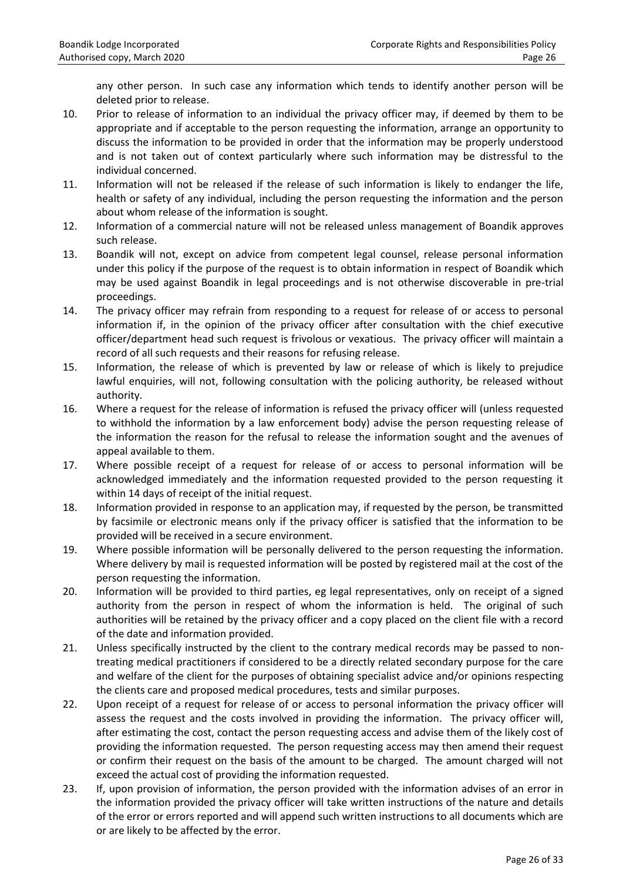any other person. In such case any information which tends to identify another person will be deleted prior to release.

10. Prior to release of information to an individual the privacy officer may, if deemed by them to be appropriate and if acceptable to the person requesting the information, arrange an opportunity to discuss the information to be provided in order that the information may be properly understood and is not taken out of context particularly where such information may be distressful to the individual concerned.
11. Information will not be released if the release of such information is likely to endanger the life, health or safety of any individual, including the person requesting the information and the person about whom release of the information is sought.
12. Information of a commercial nature will not be released unless management of Boandik approves such release.
13. Boandik will not, except on advice from competent legal counsel, release personal information under this policy if the purpose of the request is to obtain information in respect of Boandik which may be used against Boandik in legal proceedings and is not otherwise discoverable in pre-trial proceedings.
14. The privacy officer may refrain from responding to a request for release of or access to personal information if, in the opinion of the privacy officer after consultation with the chief executive officer/department head such request is frivolous or vexatious. The privacy officer will maintain a record of all such requests and their reasons for refusing release.
15. Information, the release of which is prevented by law or release of which is likely to prejudice lawful enquiries, will not, following consultation with the policing authority, be released without authority.
16. Where a request for the release of information is refused the privacy officer will (unless requested to withhold the information by a law enforcement body) advise the person requesting release of the information the reason for the refusal to release the information sought and the avenues of appeal available to them.
17. Where possible receipt of a request for release of or access to personal information will be acknowledged immediately and the information requested provided to the person requesting it within 14 days of receipt of the initial request.
18. Information provided in response to an application may, if requested by the person, be transmitted by facsimile or electronic means only if the privacy officer is satisfied that the information to be provided will be received in a secure environment.
19. Where possible information will be personally delivered to the person requesting the information. Where delivery by mail is requested information will be posted by registered mail at the cost of the person requesting the information.
20. Information will be provided to third parties, eg legal representatives, only on receipt of a signed authority from the person in respect of whom the information is held. The original of such authorities will be retained by the privacy officer and a copy placed on the client file with a record of the date and information provided.
21. Unless specifically instructed by the client to the contrary medical records may be passed to non-treating medical practitioners if considered to be a directly related secondary purpose for the care and welfare of the client for the purposes of obtaining specialist advice and/or opinions respecting the clients care and proposed medical procedures, tests and similar purposes.
22. Upon receipt of a request for release of or access to personal information the privacy officer will assess the request and the costs involved in providing the information. The privacy officer will, after estimating the cost, contact the person requesting access and advise them of the likely cost of providing the information requested. The person requesting access may then amend their request or confirm their request on the basis of the amount to be charged. The amount charged will not exceed the actual cost of providing the information requested.
23. If, upon provision of information, the person provided with the information advises of an error in the information provided the privacy officer will take written instructions of the nature and details of the error or errors reported and will append such written instructions to all documents which are or are likely to be affected by the error.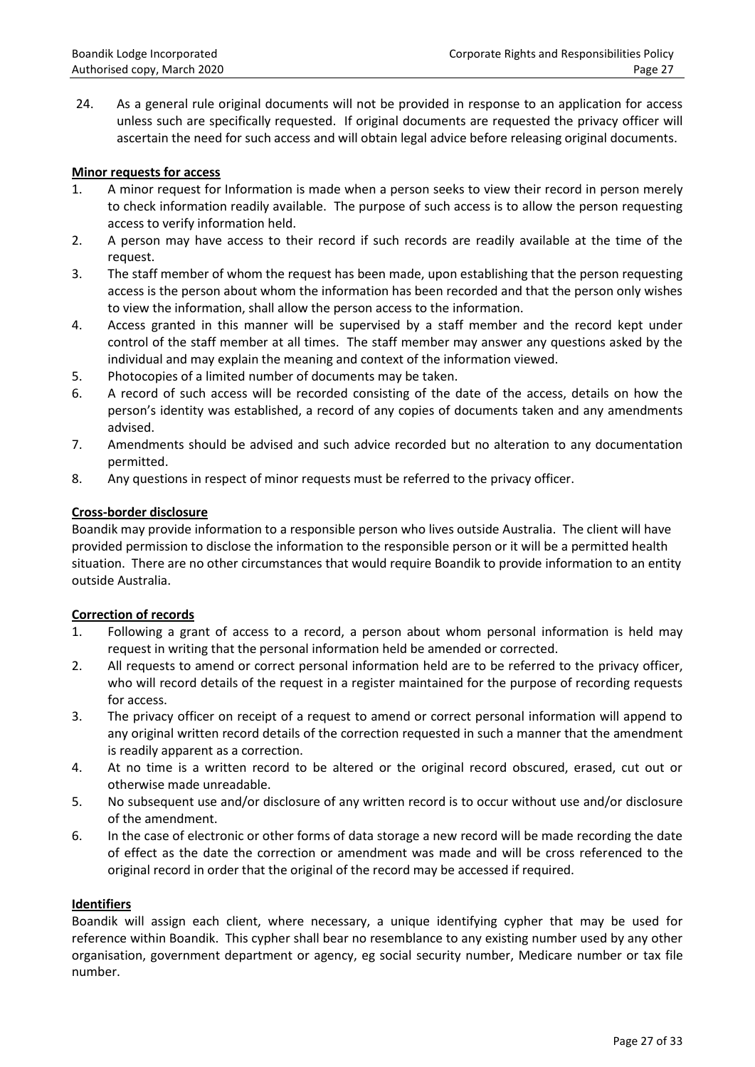24. As a general rule original documents will not be provided in response to an application for access unless such are specifically requested. If original documents are requested the privacy officer will ascertain the need for such access and will obtain legal advice before releasing original documents.

**Minor requests for access**

1. A minor request for Information is made when a person seeks to view their record in person merely to check information readily available. The purpose of such access is to allow the person requesting access to verify information held.
2. A person may have access to their record if such records are readily available at the time of the request.
3. The staff member of whom the request has been made, upon establishing that the person requesting access is the person about whom the information has been recorded and that the person only wishes to view the information, shall allow the person access to the information.
4. Access granted in this manner will be supervised by a staff member and the record kept under control of the staff member at all times. The staff member may answer any questions asked by the individual and may explain the meaning and context of the information viewed.
5. Photocopies of a limited number of documents may be taken.
6. A record of such access will be recorded consisting of the date of the access, details on how the person's identity was established, a record of any copies of documents taken and any amendments advised.
7. Amendments should be advised and such advice recorded but no alteration to any documentation permitted.
8. Any questions in respect of minor requests must be referred to the privacy officer.

**Cross-border disclosure**

Boandik may provide information to a responsible person who lives outside Australia. The client will have provided permission to disclose the information to the responsible person or it will be a permitted health situation. There are no other circumstances that would require Boandik to provide information to an entity outside Australia.

**Correction of records**

1. Following a grant of access to a record, a person about whom personal information is held may request in writing that the personal information held be amended or corrected.
2. All requests to amend or correct personal information held are to be referred to the privacy officer, who will record details of the request in a register maintained for the purpose of recording requests for access.
3. The privacy officer on receipt of a request to amend or correct personal information will append to any original written record details of the correction requested in such a manner that the amendment is readily apparent as a correction.
4. At no time is a written record to be altered or the original record obscured, erased, cut out or otherwise made unreadable.
5. No subsequent use and/or disclosure of any written record is to occur without use and/or disclosure of the amendment.
6. In the case of electronic or other forms of data storage a new record will be made recording the date of effect as the date the correction or amendment was made and will be cross referenced to the original record in order that the original of the record may be accessed if required.

**Identifiers**

Boandik will assign each client, where necessary, a unique identifying cypher that may be used for reference within Boandik. This cypher shall bear no resemblance to any existing number used by any other organisation, government department or agency, eg social security number, Medicare number or tax file number.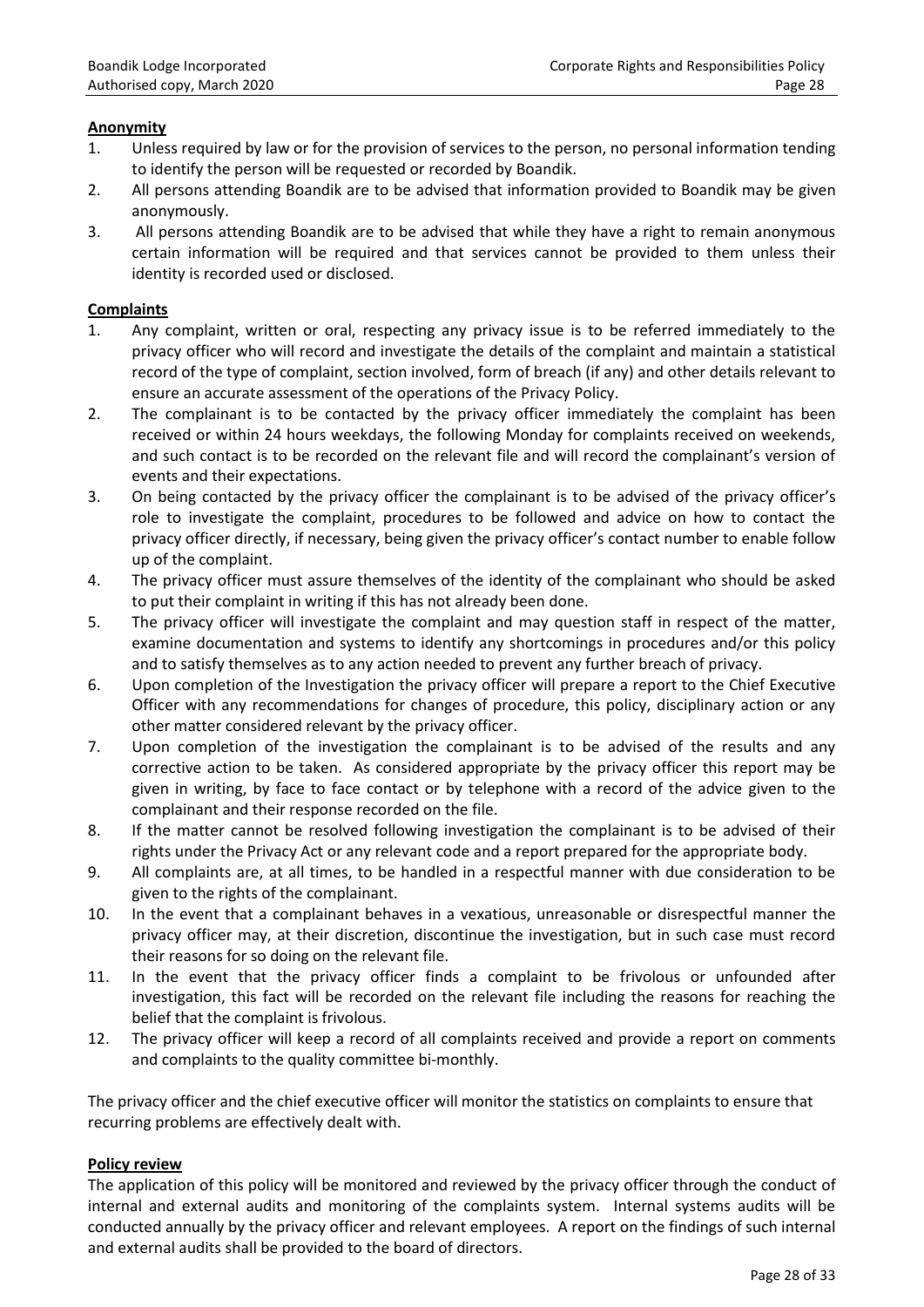## Anonymity

1. Unless required by law or for the provision of services to the person, no personal information tending to identify the person will be requested or recorded by Boandik.
2. All persons attending Boandik are to be advised that information provided to Boandik may be given anonymously.
3. All persons attending Boandik are to be advised that while they have a right to remain anonymous certain information will be required and that services cannot be provided to them unless their identity is recorded used or disclosed.

## Complaints

1. Any complaint, written or oral, respecting any privacy issue is to be referred immediately to the privacy officer who will record and investigate the details of the complaint and maintain a statistical record of the type of complaint, section involved, form of breach (if any) and other details relevant to ensure an accurate assessment of the operations of the Privacy Policy.
2. The complainant is to be contacted by the privacy officer immediately the complaint has been received or within 24 hours weekdays, the following Monday for complaints received on weekends, and such contact is to be recorded on the relevant file and will record the complainant's version of events and their expectations.
3. On being contacted by the privacy officer the complainant is to be advised of the privacy officer's role to investigate the complaint, procedures to be followed and advice on how to contact the privacy officer directly, if necessary, being given the privacy officer's contact number to enable follow up of the complaint.
4. The privacy officer must assure themselves of the identity of the complainant who should be asked to put their complaint in writing if this has not already been done.
5. The privacy officer will investigate the complaint and may question staff in respect of the matter, examine documentation and systems to identify any shortcomings in procedures and/or this policy and to satisfy themselves as to any action needed to prevent any further breach of privacy.
6. Upon completion of the Investigation the privacy officer will prepare a report to the Chief Executive Officer with any recommendations for changes of procedure, this policy, disciplinary action or any other matter considered relevant by the privacy officer.
7. Upon completion of the investigation the complainant is to be advised of the results and any corrective action to be taken. As considered appropriate by the privacy officer this report may be given in writing, by face to face contact or by telephone with a record of the advice given to the complainant and their response recorded on the file.
8. If the matter cannot be resolved following investigation the complainant is to be advised of their rights under the Privacy Act or any relevant code and a report prepared for the appropriate body.
9. All complaints are, at all times, to be handled in a respectful manner with due consideration to be given to the rights of the complainant.
10. In the event that a complainant behaves in a vexatious, unreasonable or disrespectful manner the privacy officer may, at their discretion, discontinue the investigation, but in such case must record their reasons for so doing on the relevant file.
11. In the event that the privacy officer finds a complaint to be frivolous or unfounded after investigation, this fact will be recorded on the relevant file including the reasons for reaching the belief that the complaint is frivolous.
12. The privacy officer will keep a record of all complaints received and provide a report on comments and complaints to the quality committee bi-monthly.

The privacy officer and the chief executive officer will monitor the statistics on complaints to ensure that recurring problems are effectively dealt with.

## Policy review

The application of this policy will be monitored and reviewed by the privacy officer through the conduct of internal and external audits and monitoring of the complaints system. Internal systems audits will be conducted annually by the privacy officer and relevant employees. A report on the findings of such internal and external audits shall be provided to the board of directors.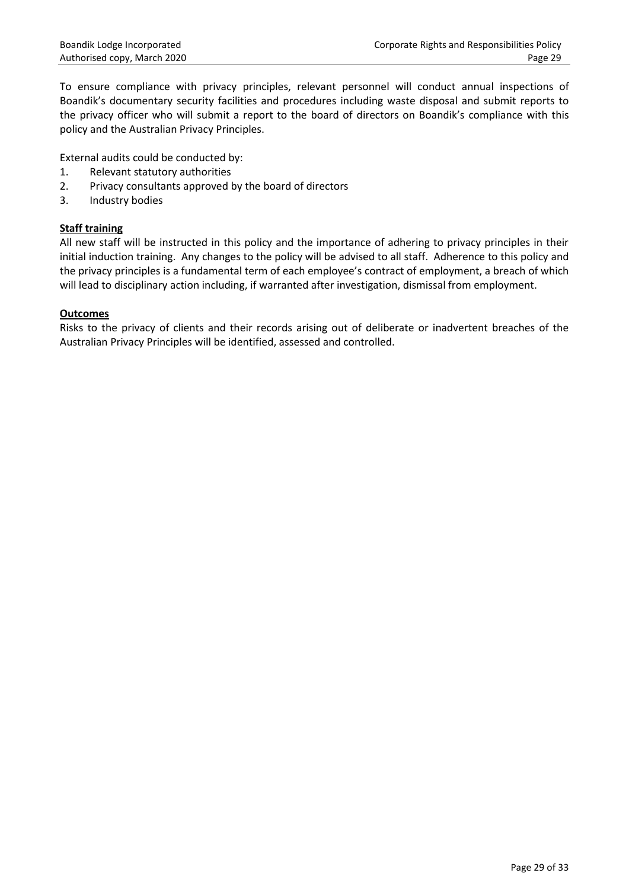To ensure compliance with privacy principles, relevant personnel will conduct annual inspections of Boandik's documentary security facilities and procedures including waste disposal and submit reports to the privacy officer who will submit a report to the board of directors on Boandik's compliance with this policy and the Australian Privacy Principles.

External audits could be conducted by:

1. Relevant statutory authorities
2. Privacy consultants approved by the board of directors
3. Industry bodies

**Staff training**

All new staff will be instructed in this policy and the importance of adhering to privacy principles in their initial induction training. Any changes to the policy will be advised to all staff. Adherence to this policy and the privacy principles is a fundamental term of each employee's contract of employment, a breach of which will lead to disciplinary action including, if warranted after investigation, dismissal from employment.

**Outcomes**

Risks to the privacy of clients and their records arising out of deliberate or inadvertent breaches of the Australian Privacy Principles will be identified, assessed and controlled.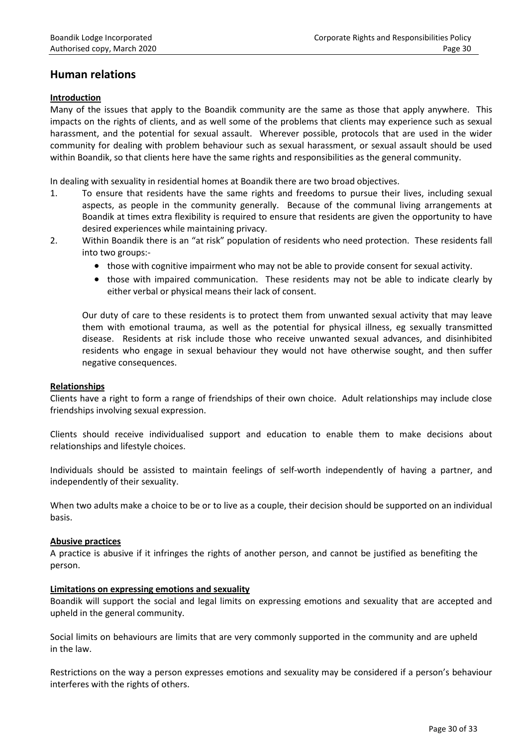## Human relations

**Introduction**

Many of the issues that apply to the Boandik community are the same as those that apply anywhere. This impacts on the rights of clients, and as well some of the problems that clients may experience such as sexual harassment, and the potential for sexual assault. Wherever possible, protocols that are used in the wider community for dealing with problem behaviour such as sexual harassment, or sexual assault should be used within Boandik, so that clients here have the same rights and responsibilities as the general community.

In dealing with sexuality in residential homes at Boandik there are two broad objectives.

1. To ensure that residents have the same rights and freedoms to pursue their lives, including sexual aspects, as people in the community generally. Because of the communal living arrangements at Boandik at times extra flexibility is required to ensure that residents are given the opportunity to have desired experiences while maintaining privacy.
2. Within Boandik there is an "at risk" population of residents who need protection. These residents fall into two groups:-
   - those with cognitive impairment who may not be able to provide consent for sexual activity.
   - those with impaired communication. These residents may not be able to indicate clearly by either verbal or physical means their lack of consent.

   Our duty of care to these residents is to protect them from unwanted sexual activity that may leave them with emotional trauma, as well as the potential for physical illness, eg sexually transmitted disease. Residents at risk include those who receive unwanted sexual advances, and disinhibited residents who engage in sexual behaviour they would not have otherwise sought, and then suffer negative consequences.

**Relationships**

Clients have a right to form a range of friendships of their own choice. Adult relationships may include close friendships involving sexual expression.

Clients should receive individualised support and education to enable them to make decisions about relationships and lifestyle choices.

Individuals should be assisted to maintain feelings of self-worth independently of having a partner, and independently of their sexuality.

When two adults make a choice to be or to live as a couple, their decision should be supported on an individual basis.

**Abusive practices**

A practice is abusive if it infringes the rights of another person, and cannot be justified as benefiting the person.

**Limitations on expressing emotions and sexuality**

Boandik will support the social and legal limits on expressing emotions and sexuality that are accepted and upheld in the general community.

Social limits on behaviours are limits that are very commonly supported in the community and are upheld in the law.

Restrictions on the way a person expresses emotions and sexuality may be considered if a person's behaviour interferes with the rights of others.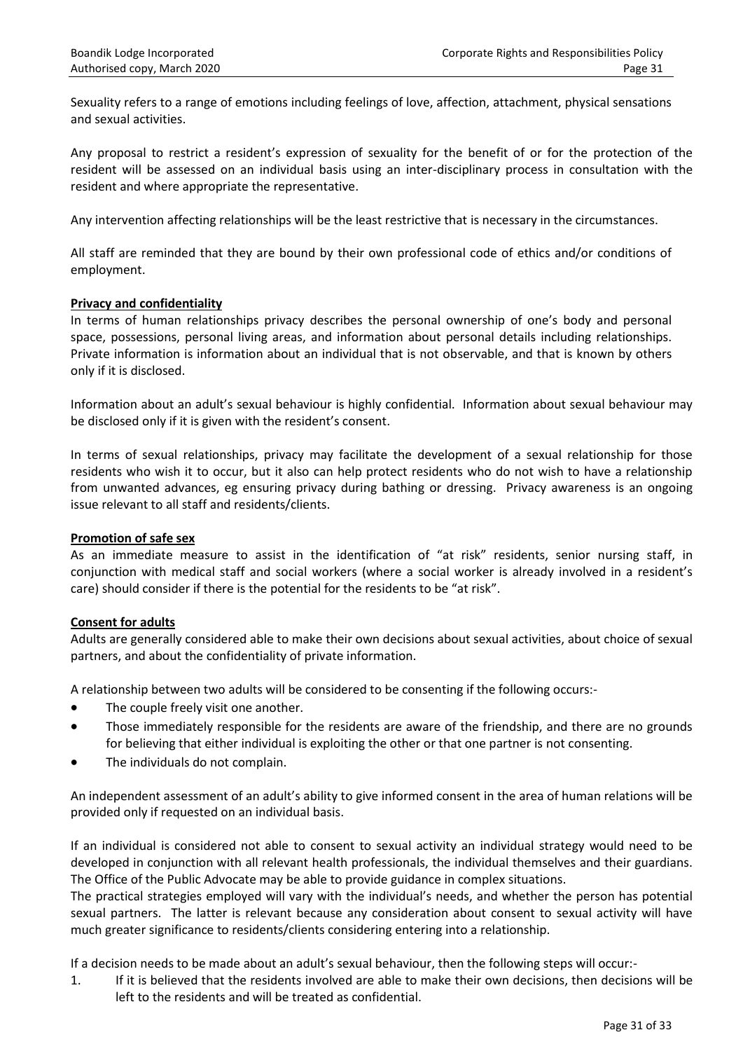Sexuality refers to a range of emotions including feelings of love, affection, attachment, physical sensations and sexual activities.

Any proposal to restrict a resident's expression of sexuality for the benefit of or for the protection of the resident will be assessed on an individual basis using an inter-disciplinary process in consultation with the resident and where appropriate the representative.

Any intervention affecting relationships will be the least restrictive that is necessary in the circumstances.

All staff are reminded that they are bound by their own professional code of ethics and/or conditions of employment.

**Privacy and confidentiality**

In terms of human relationships privacy describes the personal ownership of one's body and personal space, possessions, personal living areas, and information about personal details including relationships. Private information is information about an individual that is not observable, and that is known by others only if it is disclosed.

Information about an adult's sexual behaviour is highly confidential. Information about sexual behaviour may be disclosed only if it is given with the resident's consent.

In terms of sexual relationships, privacy may facilitate the development of a sexual relationship for those residents who wish it to occur, but it also can help protect residents who do not wish to have a relationship from unwanted advances, eg ensuring privacy during bathing or dressing. Privacy awareness is an ongoing issue relevant to all staff and residents/clients.

**Promotion of safe sex**

As an immediate measure to assist in the identification of "at risk" residents, senior nursing staff, in conjunction with medical staff and social workers (where a social worker is already involved in a resident's care) should consider if there is the potential for the residents to be "at risk".

**Consent for adults**

Adults are generally considered able to make their own decisions about sexual activities, about choice of sexual partners, and about the confidentiality of private information.

A relationship between two adults will be considered to be consenting if the following occurs:-

- The couple freely visit one another.
- Those immediately responsible for the residents are aware of the friendship, and there are no grounds for believing that either individual is exploiting the other or that one partner is not consenting.
- The individuals do not complain.

An independent assessment of an adult's ability to give informed consent in the area of human relations will be provided only if requested on an individual basis.

If an individual is considered not able to consent to sexual activity an individual strategy would need to be developed in conjunction with all relevant health professionals, the individual themselves and their guardians. The Office of the Public Advocate may be able to provide guidance in complex situations.
The practical strategies employed will vary with the individual's needs, and whether the person has potential sexual partners. The latter is relevant because any consideration about consent to sexual activity will have much greater significance to residents/clients considering entering into a relationship.

If a decision needs to be made about an adult's sexual behaviour, then the following steps will occur:-

1. If it is believed that the residents involved are able to make their own decisions, then decisions will be left to the residents and will be treated as confidential.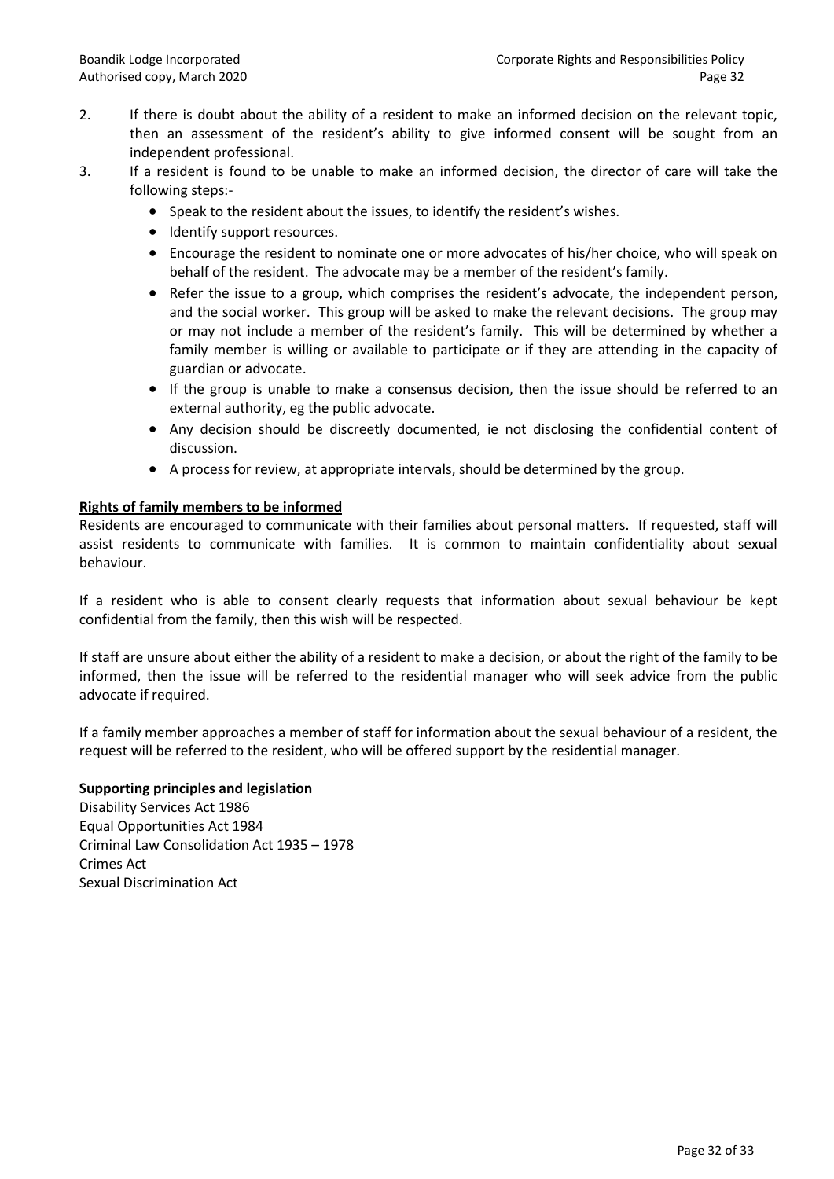2. If there is doubt about the ability of a resident to make an informed decision on the relevant topic, then an assessment of the resident's ability to give informed consent will be sought from an independent professional.
3. If a resident is found to be unable to make an informed decision, the director of care will take the following steps:-
   - Speak to the resident about the issues, to identify the resident's wishes.
   - Identify support resources.
   - Encourage the resident to nominate one or more advocates of his/her choice, who will speak on behalf of the resident. The advocate may be a member of the resident's family.
   - Refer the issue to a group, which comprises the resident's advocate, the independent person, and the social worker. This group will be asked to make the relevant decisions. The group may or may not include a member of the resident's family. This will be determined by whether a family member is willing or available to participate or if they are attending in the capacity of guardian or advocate.
   - If the group is unable to make a consensus decision, then the issue should be referred to an external authority, eg the public advocate.
   - Any decision should be discreetly documented, ie not disclosing the confidential content of discussion.
   - A process for review, at appropriate intervals, should be determined by the group.

**Rights of family members to be informed**

Residents are encouraged to communicate with their families about personal matters. If requested, staff will assist residents to communicate with families. It is common to maintain confidentiality about sexual behaviour.

If a resident who is able to consent clearly requests that information about sexual behaviour be kept confidential from the family, then this wish will be respected.

If staff are unsure about either the ability of a resident to make a decision, or about the right of the family to be informed, then the issue will be referred to the residential manager who will seek advice from the public advocate if required.

If a family member approaches a member of staff for information about the sexual behaviour of a resident, the request will be referred to the resident, who will be offered support by the residential manager.

**Supporting principles and legislation**

Disability Services Act 1986
Equal Opportunities Act 1984
Criminal Law Consolidation Act 1935 – 1978
Crimes Act
Sexual Discrimination Act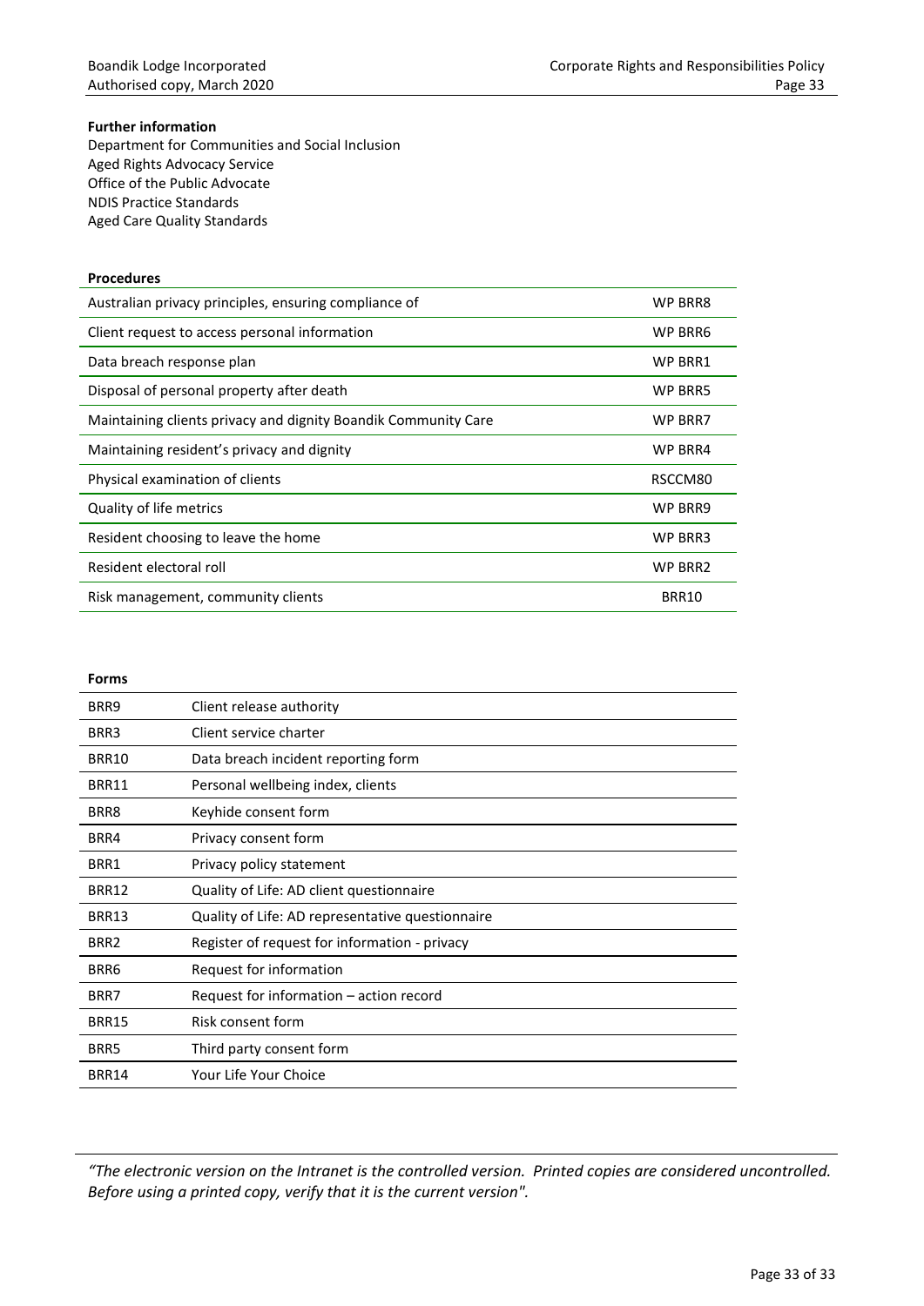**Further information**

Department for Communities and Social Inclusion
Aged Rights Advocacy Service
Office of the Public Advocate
NDIS Practice Standards
Aged Care Quality Standards

**Procedures**

| | |
|---|---|
| Australian privacy principles, ensuring compliance of | WP BRR8 |
| Client request to access personal information | WP BRR6 |
| Data breach response plan | WP BRR1 |
| Disposal of personal property after death | WP BRR5 |
| Maintaining clients privacy and dignity Boandik Community Care | WP BRR7 |
| Maintaining resident's privacy and dignity | WP BRR4 |
| Physical examination of clients | RSCCM80 |
| Quality of life metrics | WP BRR9 |
| Resident choosing to leave the home | WP BRR3 |
| Resident electoral roll | WP BRR2 |
| Risk management, community clients | BRR10 |

**Forms**

| | |
|---|---|
| BRR9 | Client release authority |
| BRR3 | Client service charter |
| BRR10 | Data breach incident reporting form |
| BRR11 | Personal wellbeing index, clients |
| BRR8 | Keyhide consent form |
| BRR4 | Privacy consent form |
| BRR1 | Privacy policy statement |
| BRR12 | Quality of Life: AD client questionnaire |
| BRR13 | Quality of Life: AD representative questionnaire |
| BRR2 | Register of request for information - privacy |
| BRR6 | Request for information |
| BRR7 | Request for information – action record |
| BRR15 | Risk consent form |
| BRR5 | Third party consent form |
| BRR14 | Your Life Your Choice |

*"The electronic version on the Intranet is the controlled version. Printed copies are considered uncontrolled. Before using a printed copy, verify that it is the current version".*